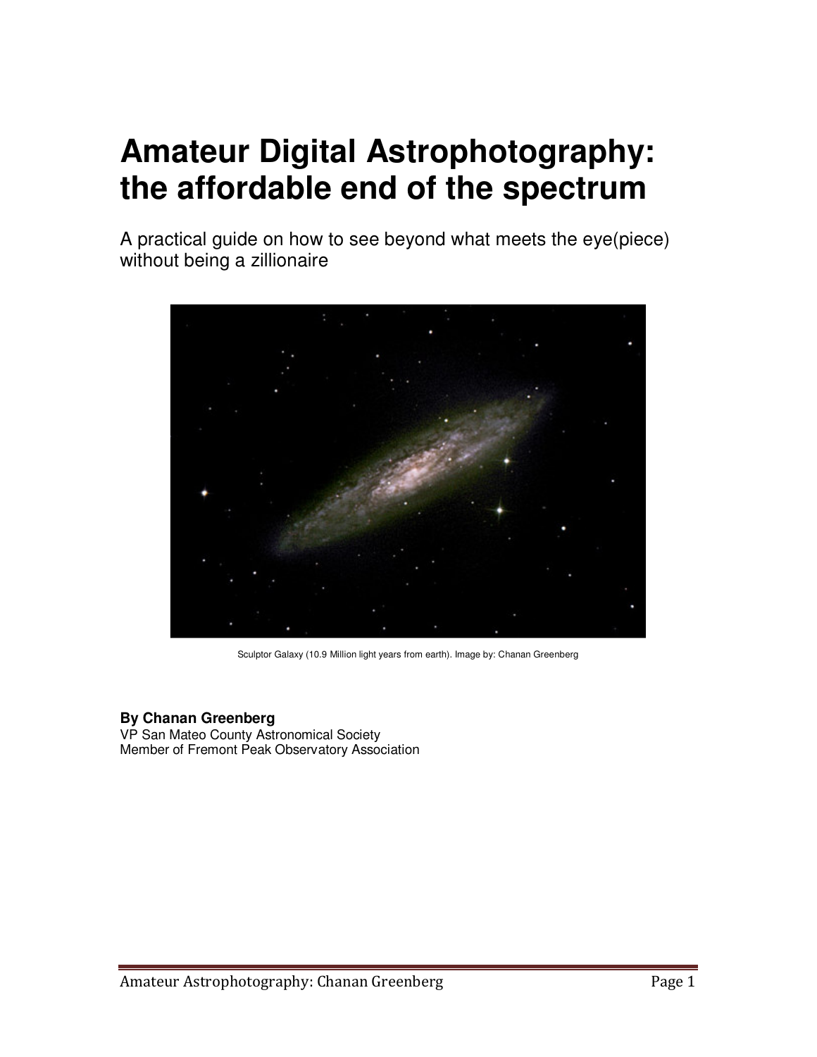# Amateur Digital Astrophotography: the affordable end of the spectrum

A practical guide on how to see beyond what meets the eye(piece) without being a zillionaire

Sculptor Galaxy (10.9 Million light years from earth). Image by: Chanan Greenberg

**By Chanan Greenberg**
VP San Mateo County Astronomical Society
Member of Fremont Peak Observatory Association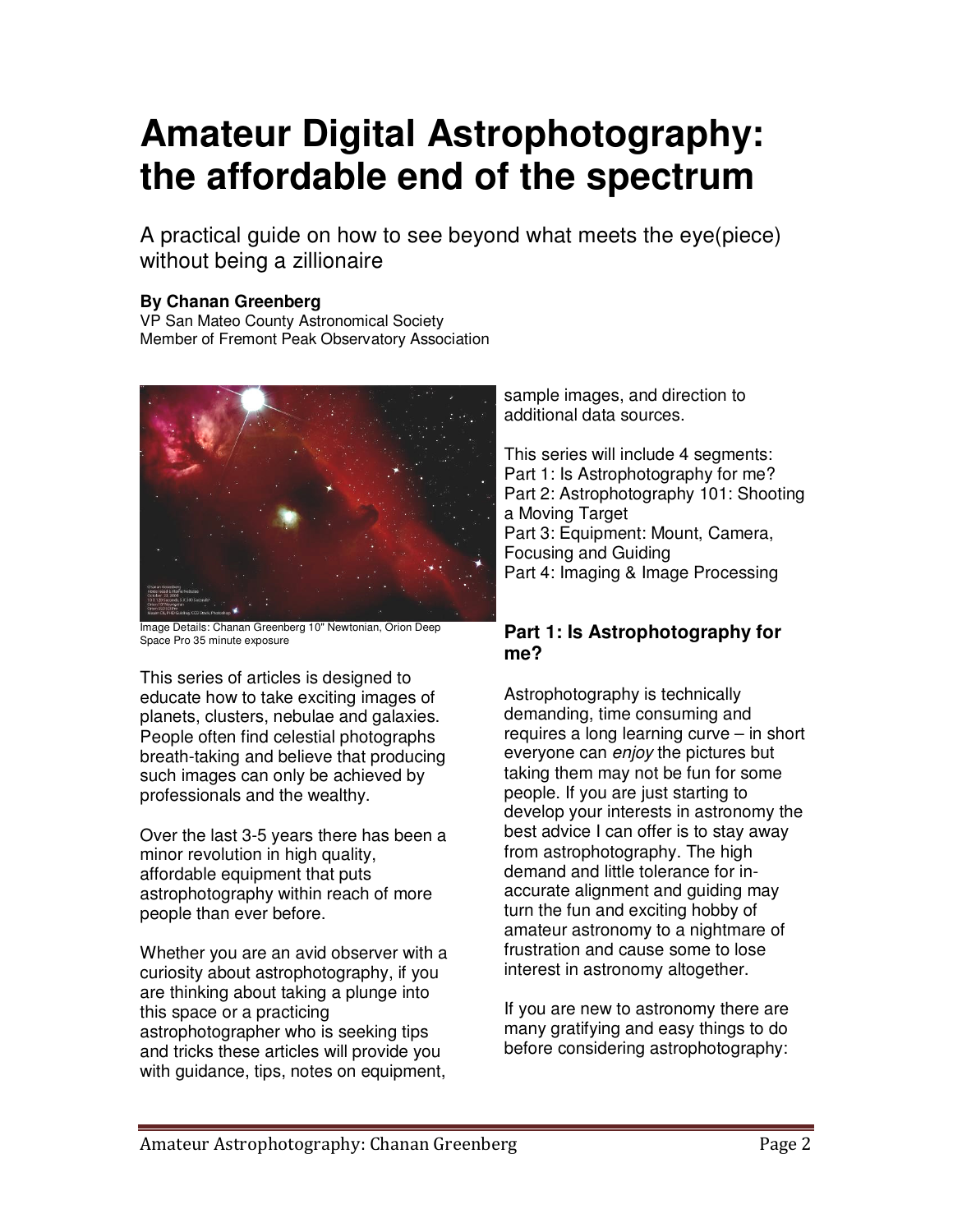# Amateur Digital Astrophotography: the affordable end of the spectrum

A practical guide on how to see beyond what meets the eye(piece) without being a zillionaire

**By Chanan Greenberg**
VP San Mateo County Astronomical Society
Member of Fremont Peak Observatory Association

Image Details: Chanan Greenberg 10" Newtonian, Orion Deep Space Pro 35 minute exposure

This series of articles is designed to educate how to take exciting images of planets, clusters, nebulae and galaxies. People often find celestial photographs breath-taking and believe that producing such images can only be achieved by professionals and the wealthy.

Over the last 3-5 years there has been a minor revolution in high quality, affordable equipment that puts astrophotography within reach of more people than ever before.

Whether you are an avid observer with a curiosity about astrophotography, if you are thinking about taking a plunge into this space or a practicing astrophotographer who is seeking tips and tricks these articles will provide you with guidance, tips, notes on equipment, sample images, and direction to additional data sources.

This series will include 4 segments:
Part 1: Is Astrophotography for me?
Part 2: Astrophotography 101: Shooting a Moving Target
Part 3: Equipment: Mount, Camera, Focusing and Guiding
Part 4: Imaging & Image Processing

## Part 1: Is Astrophotography for me?

Astrophotography is technically demanding, time consuming and requires a long learning curve – in short everyone can *enjoy* the pictures but taking them may not be fun for some people. If you are just starting to develop your interests in astronomy the best advice I can offer is to stay away from astrophotography. The high demand and little tolerance for in-accurate alignment and guiding may turn the fun and exciting hobby of amateur astronomy to a nightmare of frustration and cause some to lose interest in astronomy altogether.

If you are new to astronomy there are many gratifying and easy things to do before considering astrophotography: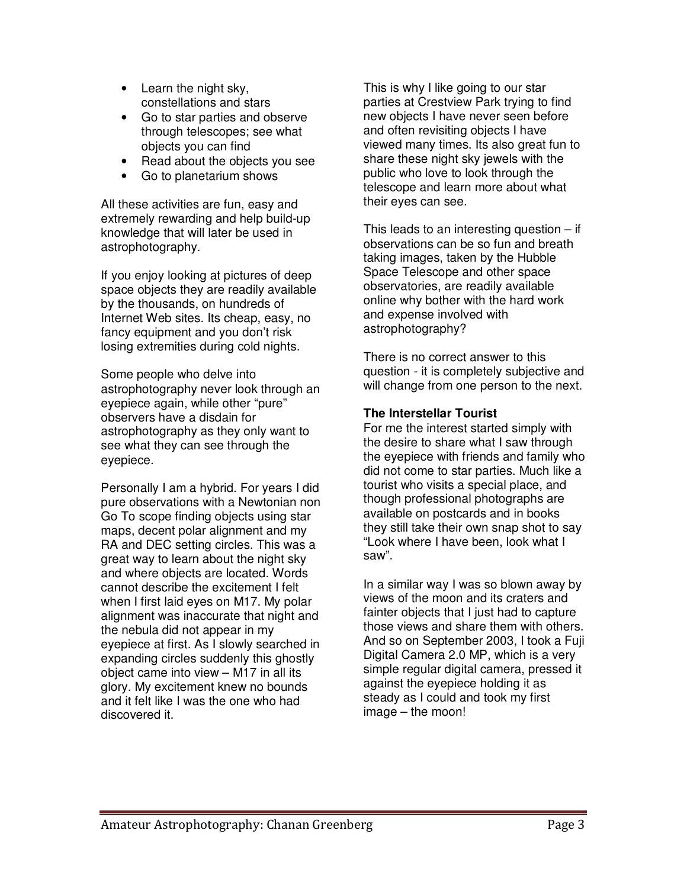- Learn the night sky, constellations and stars
- Go to star parties and observe through telescopes; see what objects you can find
- Read about the objects you see
- Go to planetarium shows

All these activities are fun, easy and extremely rewarding and help build-up knowledge that will later be used in astrophotography.

If you enjoy looking at pictures of deep space objects they are readily available by the thousands, on hundreds of Internet Web sites. Its cheap, easy, no fancy equipment and you don't risk losing extremities during cold nights.

Some people who delve into astrophotography never look through an eyepiece again, while other "pure" observers have a disdain for astrophotography as they only want to see what they can see through the eyepiece.

Personally I am a hybrid. For years I did pure observations with a Newtonian non Go To scope finding objects using star maps, decent polar alignment and my RA and DEC setting circles. This was a great way to learn about the night sky and where objects are located. Words cannot describe the excitement I felt when I first laid eyes on M17. My polar alignment was inaccurate that night and the nebula did not appear in my eyepiece at first. As I slowly searched in expanding circles suddenly this ghostly object came into view – M17 in all its glory. My excitement knew no bounds and it felt like I was the one who had discovered it.

This is why I like going to our star parties at Crestview Park trying to find new objects I have never seen before and often revisiting objects I have viewed many times. Its also great fun to share these night sky jewels with the public who love to look through the telescope and learn more about what their eyes can see.

This leads to an interesting question – if observations can be so fun and breath taking images, taken by the Hubble Space Telescope and other space observatories, are readily available online why bother with the hard work and expense involved with astrophotography?

There is no correct answer to this question - it is completely subjective and will change from one person to the next.

**The Interstellar Tourist**

For me the interest started simply with the desire to share what I saw through the eyepiece with friends and family who did not come to star parties. Much like a tourist who visits a special place, and though professional photographs are available on postcards and in books they still take their own snap shot to say "Look where I have been, look what I saw".

In a similar way I was so blown away by views of the moon and its craters and fainter objects that I just had to capture those views and share them with others. And so on September 2003, I took a Fuji Digital Camera 2.0 MP, which is a very simple regular digital camera, pressed it against the eyepiece holding it as steady as I could and took my first image – the moon!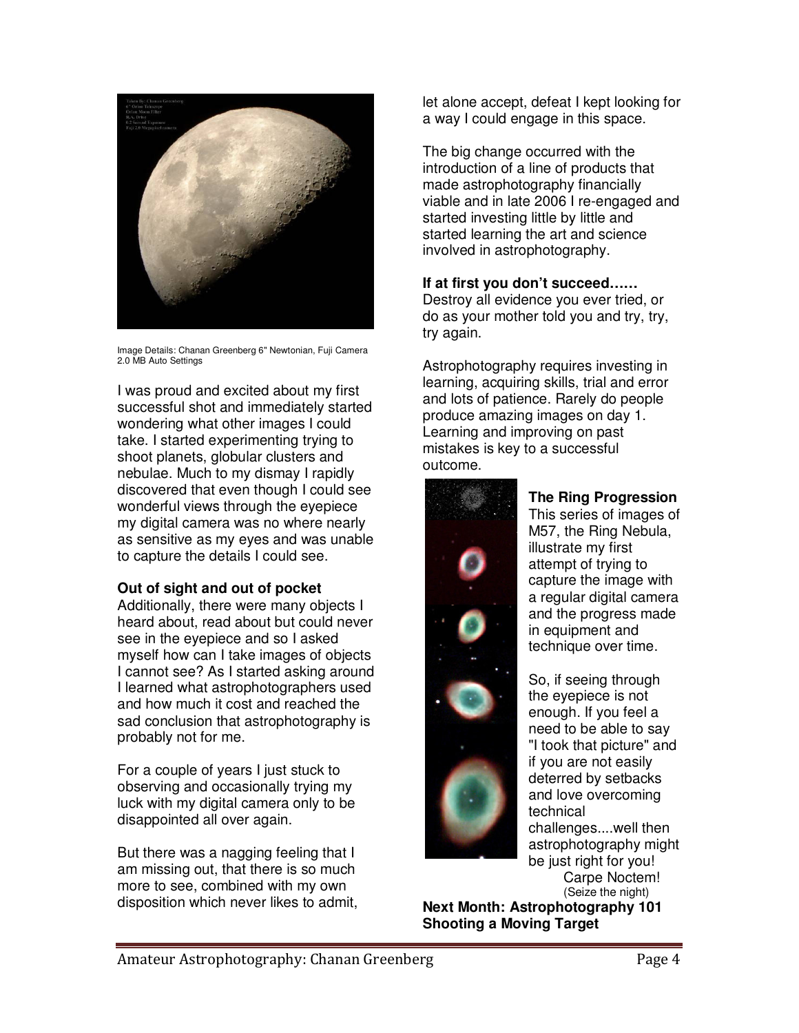Image Details: Chanan Greenberg 6" Newtonian, Fuji Camera 2.0 MB Auto Settings

I was proud and excited about my first successful shot and immediately started wondering what other images I could take. I started experimenting trying to shoot planets, globular clusters and nebulae. Much to my dismay I rapidly discovered that even though I could see wonderful views through the eyepiece my digital camera was no where nearly as sensitive as my eyes and was unable to capture the details I could see.

**Out of sight and out of pocket**

Additionally, there were many objects I heard about, read about but could never see in the eyepiece and so I asked myself how can I take images of objects I cannot see? As I started asking around I learned what astrophotographers used and how much it cost and reached the sad conclusion that astrophotography is probably not for me.

For a couple of years I just stuck to observing and occasionally trying my luck with my digital camera only to be disappointed all over again.

But there was a nagging feeling that I am missing out, that there is so much more to see, combined with my own disposition which never likes to admit, let alone accept, defeat I kept looking for a way I could engage in this space.

The big change occurred with the introduction of a line of products that made astrophotography financially viable and in late 2006 I re-engaged and started investing little by little and started learning the art and science involved in astrophotography.

**If at first you don't succeed……**

Destroy all evidence you ever tried, or do as your mother told you and try, try, try again.

Astrophotography requires investing in learning, acquiring skills, trial and error and lots of patience. Rarely do people produce amazing images on day 1. Learning and improving on past mistakes is key to a successful outcome.

**The Ring Progression**

This series of images of M57, the Ring Nebula, illustrate my first attempt of trying to capture the image with a regular digital camera and the progress made in equipment and technique over time.

So, if seeing through the eyepiece is not enough. If you feel a need to be able to say "I took that picture" and if you are not easily deterred by setbacks and love overcoming technical challenges....well then astrophotography might be just right for you!

Carpe Noctem!
(Seize the night)

**Next Month: Astrophotography 101 Shooting a Moving Target**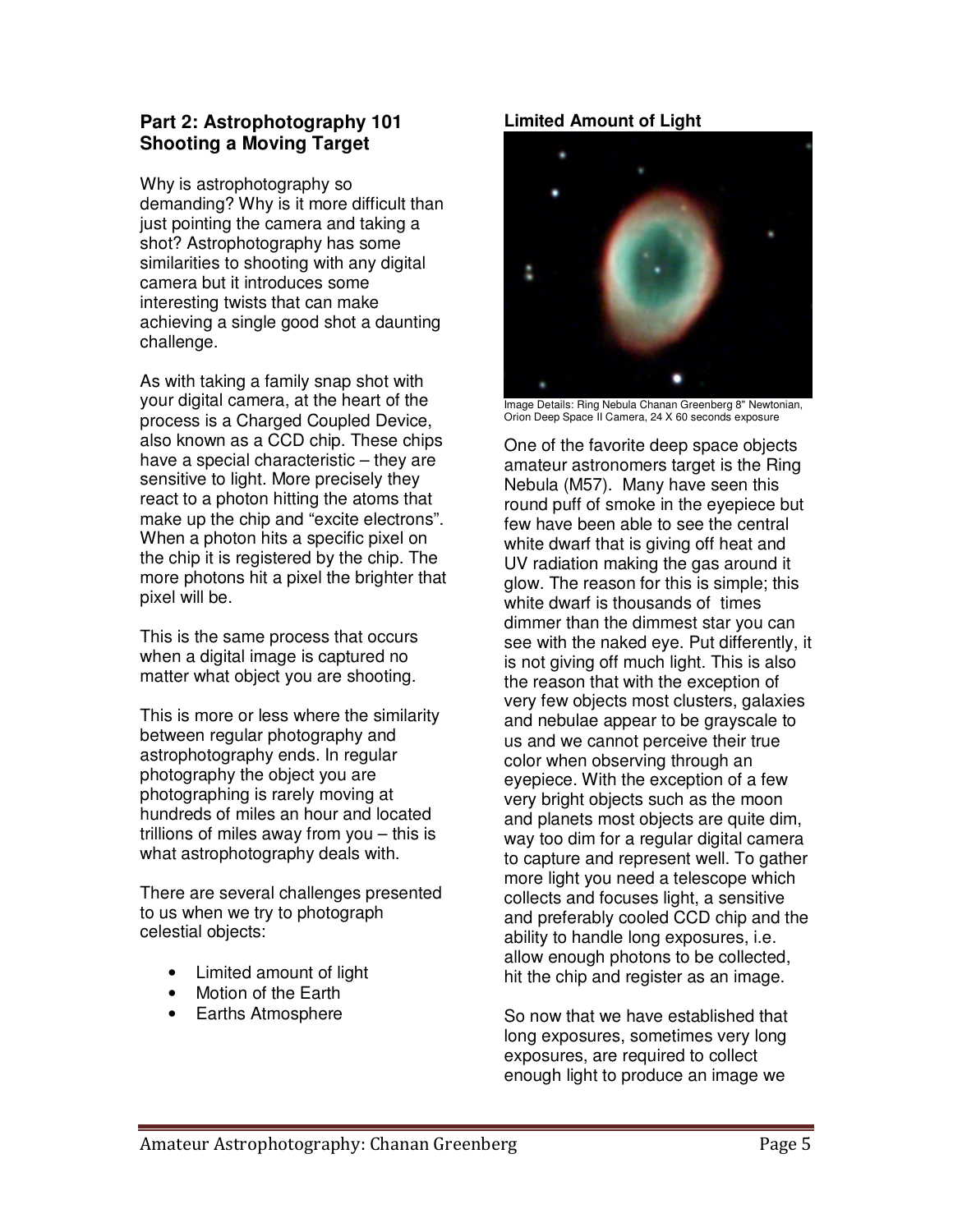## Part 2: Astrophotography 101 Shooting a Moving Target

Why is astrophotography so demanding? Why is it more difficult than just pointing the camera and taking a shot? Astrophotography has some similarities to shooting with any digital camera but it introduces some interesting twists that can make achieving a single good shot a daunting challenge.

As with taking a family snap shot with your digital camera, at the heart of the process is a Charged Coupled Device, also known as a CCD chip. These chips have a special characteristic – they are sensitive to light. More precisely they react to a photon hitting the atoms that make up the chip and "excite electrons". When a photon hits a specific pixel on the chip it is registered by the chip. The more photons hit a pixel the brighter that pixel will be.

This is the same process that occurs when a digital image is captured no matter what object you are shooting.

This is more or less where the similarity between regular photography and astrophotography ends. In regular photography the object you are photographing is rarely moving at hundreds of miles an hour and located trillions of miles away from you – this is what astrophotography deals with.

There are several challenges presented to us when we try to photograph celestial objects:

- Limited amount of light
- Motion of the Earth
- Earths Atmosphere

### Limited Amount of Light

Image Details: Ring Nebula Chanan Greenberg 8" Newtonian, Orion Deep Space II Camera, 24 X 60 seconds exposure

One of the favorite deep space objects amateur astronomers target is the Ring Nebula (M57). Many have seen this round puff of smoke in the eyepiece but few have been able to see the central white dwarf that is giving off heat and UV radiation making the gas around it glow. The reason for this is simple; this white dwarf is thousands of times dimmer than the dimmest star you can see with the naked eye. Put differently, it is not giving off much light. This is also the reason that with the exception of very few objects most clusters, galaxies and nebulae appear to be grayscale to us and we cannot perceive their true color when observing through an eyepiece. With the exception of a few very bright objects such as the moon and planets most objects are quite dim, way too dim for a regular digital camera to capture and represent well. To gather more light you need a telescope which collects and focuses light, a sensitive and preferably cooled CCD chip and the ability to handle long exposures, i.e. allow enough photons to be collected, hit the chip and register as an image.

So now that we have established that long exposures, sometimes very long exposures, are required to collect enough light to produce an image we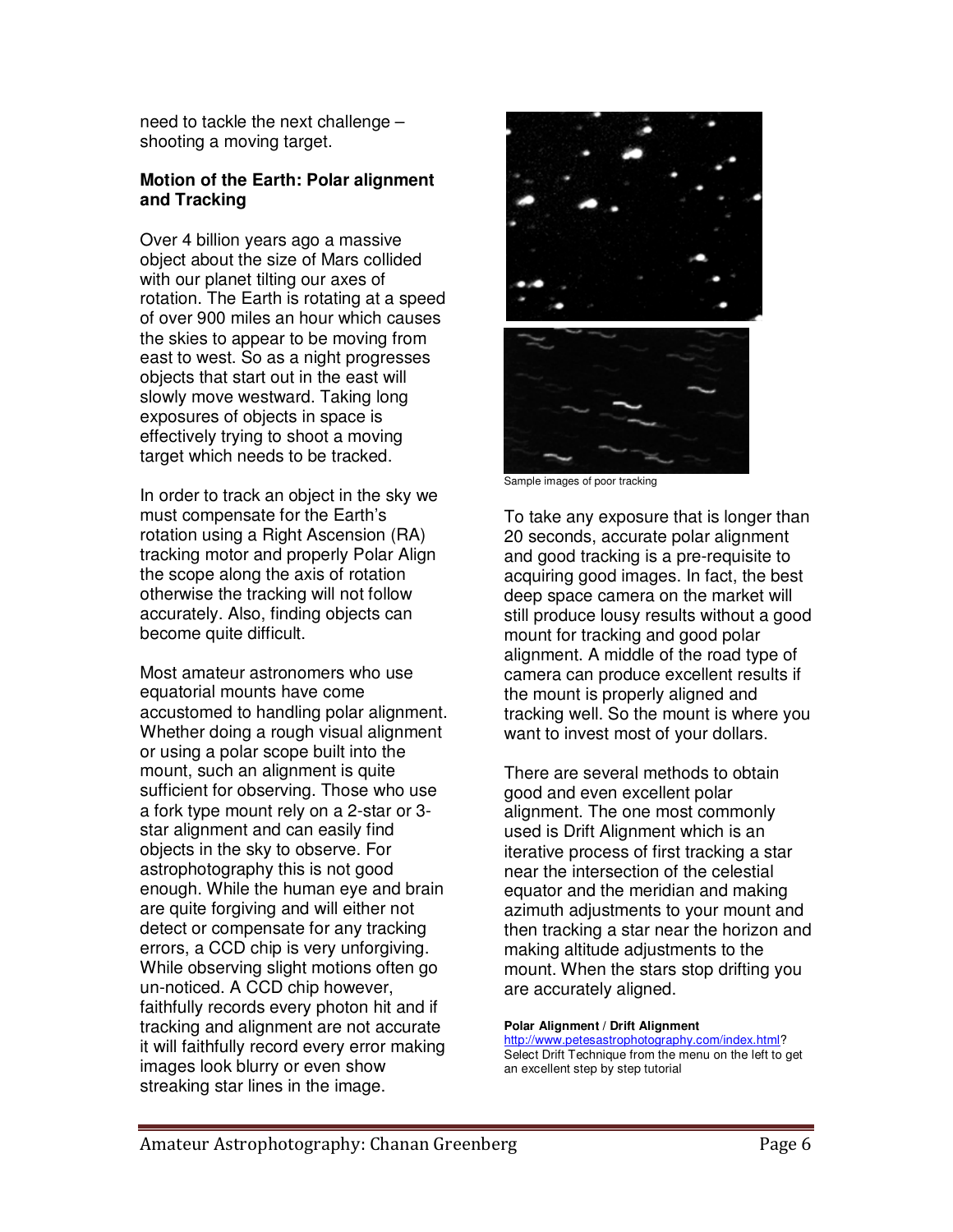need to tackle the next challenge – shooting a moving target.

**Motion of the Earth: Polar alignment and Tracking**

Over 4 billion years ago a massive object about the size of Mars collided with our planet tilting our axes of rotation. The Earth is rotating at a speed of over 900 miles an hour which causes the skies to appear to be moving from east to west. So as a night progresses objects that start out in the east will slowly move westward. Taking long exposures of objects in space is effectively trying to shoot a moving target which needs to be tracked.

In order to track an object in the sky we must compensate for the Earth's rotation using a Right Ascension (RA) tracking motor and properly Polar Align the scope along the axis of rotation otherwise the tracking will not follow accurately. Also, finding objects can become quite difficult.

Most amateur astronomers who use equatorial mounts have come accustomed to handling polar alignment. Whether doing a rough visual alignment or using a polar scope built into the mount, such an alignment is quite sufficient for observing. Those who use a fork type mount rely on a 2-star or 3-star alignment and can easily find objects in the sky to observe. For astrophotography this is not good enough. While the human eye and brain are quite forgiving and will either not detect or compensate for any tracking errors, a CCD chip is very unforgiving. While observing slight motions often go un-noticed. A CCD chip however, faithfully records every photon hit and if tracking and alignment are not accurate it will faithfully record every error making images look blurry or even show streaking star lines in the image.

Sample images of poor tracking

To take any exposure that is longer than 20 seconds, accurate polar alignment and good tracking is a pre-requisite to acquiring good images. In fact, the best deep space camera on the market will still produce lousy results without a good mount for tracking and good polar alignment. A middle of the road type of camera can produce excellent results if the mount is properly aligned and tracking well. So the mount is where you want to invest most of your dollars.

There are several methods to obtain good and even excellent polar alignment. The one most commonly used is Drift Alignment which is an iterative process of first tracking a star near the intersection of the celestial equator and the meridian and making azimuth adjustments to your mount and then tracking a star near the horizon and making altitude adjustments to the mount. When the stars stop drifting you are accurately aligned.

**Polar Alignment / Drift Alignment**
http://www.petesastrophotography.com/index.html?
Select Drift Technique from the menu on the left to get an excellent step by step tutorial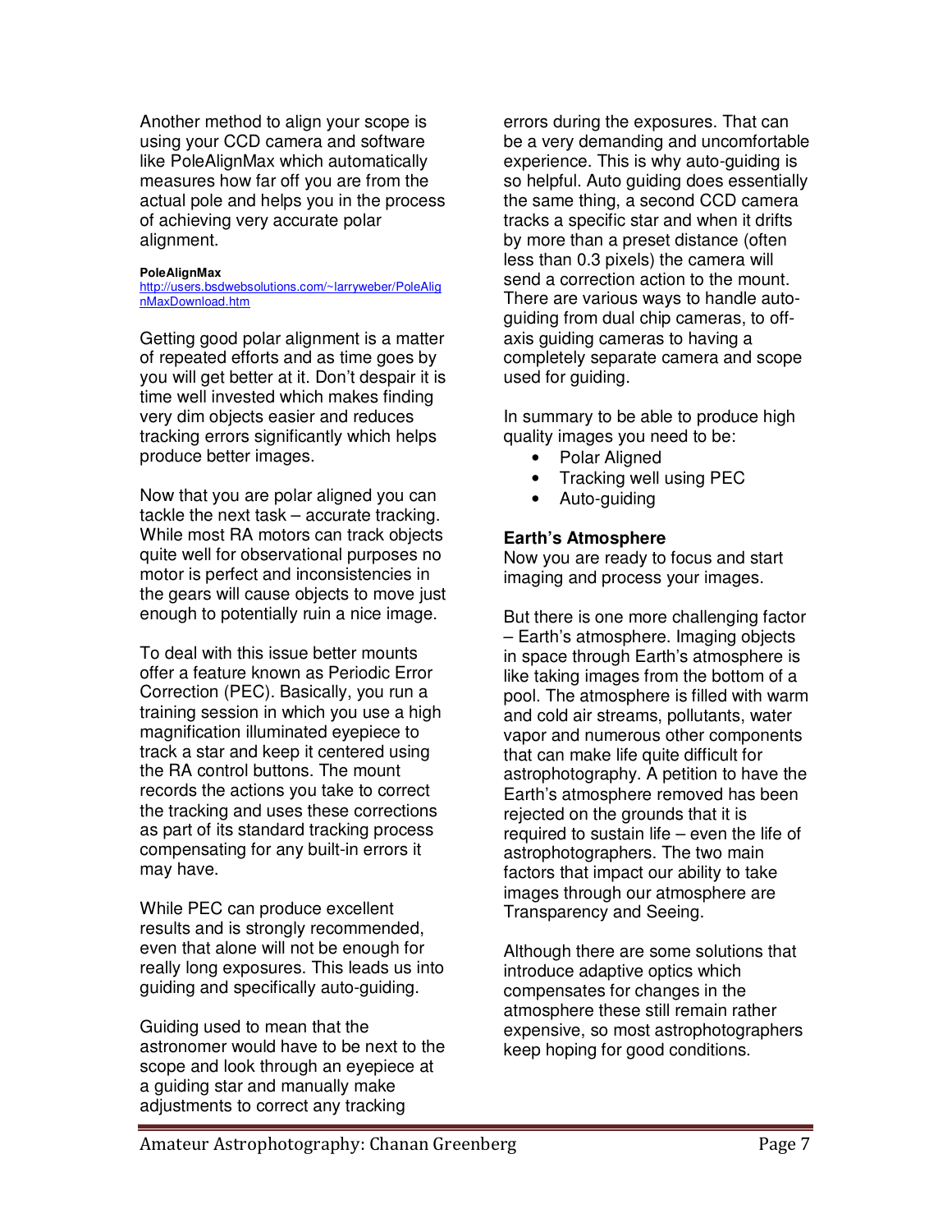Another method to align your scope is using your CCD camera and software like PoleAlignMax which automatically measures how far off you are from the actual pole and helps you in the process of achieving very accurate polar alignment.

**PoleAlignMax**
http://users.bsdwebsolutions.com/~larryweber/PoleAlignMaxDownload.htm

Getting good polar alignment is a matter of repeated efforts and as time goes by you will get better at it. Don't despair it is time well invested which makes finding very dim objects easier and reduces tracking errors significantly which helps produce better images.

Now that you are polar aligned you can tackle the next task – accurate tracking. While most RA motors can track objects quite well for observational purposes no motor is perfect and inconsistencies in the gears will cause objects to move just enough to potentially ruin a nice image.

To deal with this issue better mounts offer a feature known as Periodic Error Correction (PEC). Basically, you run a training session in which you use a high magnification illuminated eyepiece to track a star and keep it centered using the RA control buttons. The mount records the actions you take to correct the tracking and uses these corrections as part of its standard tracking process compensating for any built-in errors it may have.

While PEC can produce excellent results and is strongly recommended, even that alone will not be enough for really long exposures. This leads us into guiding and specifically auto-guiding.

Guiding used to mean that the astronomer would have to be next to the scope and look through an eyepiece at a guiding star and manually make adjustments to correct any tracking errors during the exposures. That can be a very demanding and uncomfortable experience. This is why auto-guiding is so helpful. Auto guiding does essentially the same thing, a second CCD camera tracks a specific star and when it drifts by more than a preset distance (often less than 0.3 pixels) the camera will send a correction action to the mount. There are various ways to handle auto-guiding from dual chip cameras, to off-axis guiding cameras to having a completely separate camera and scope used for guiding.

In summary to be able to produce high quality images you need to be:

- Polar Aligned
- Tracking well using PEC
- Auto-guiding

**Earth's Atmosphere**

Now you are ready to focus and start imaging and process your images.

But there is one more challenging factor – Earth's atmosphere. Imaging objects in space through Earth's atmosphere is like taking images from the bottom of a pool. The atmosphere is filled with warm and cold air streams, pollutants, water vapor and numerous other components that can make life quite difficult for astrophotography. A petition to have the Earth's atmosphere removed has been rejected on the grounds that it is required to sustain life – even the life of astrophotographers. The two main factors that impact our ability to take images through our atmosphere are Transparency and Seeing.

Although there are some solutions that introduce adaptive optics which compensates for changes in the atmosphere these still remain rather expensive, so most astrophotographers keep hoping for good conditions.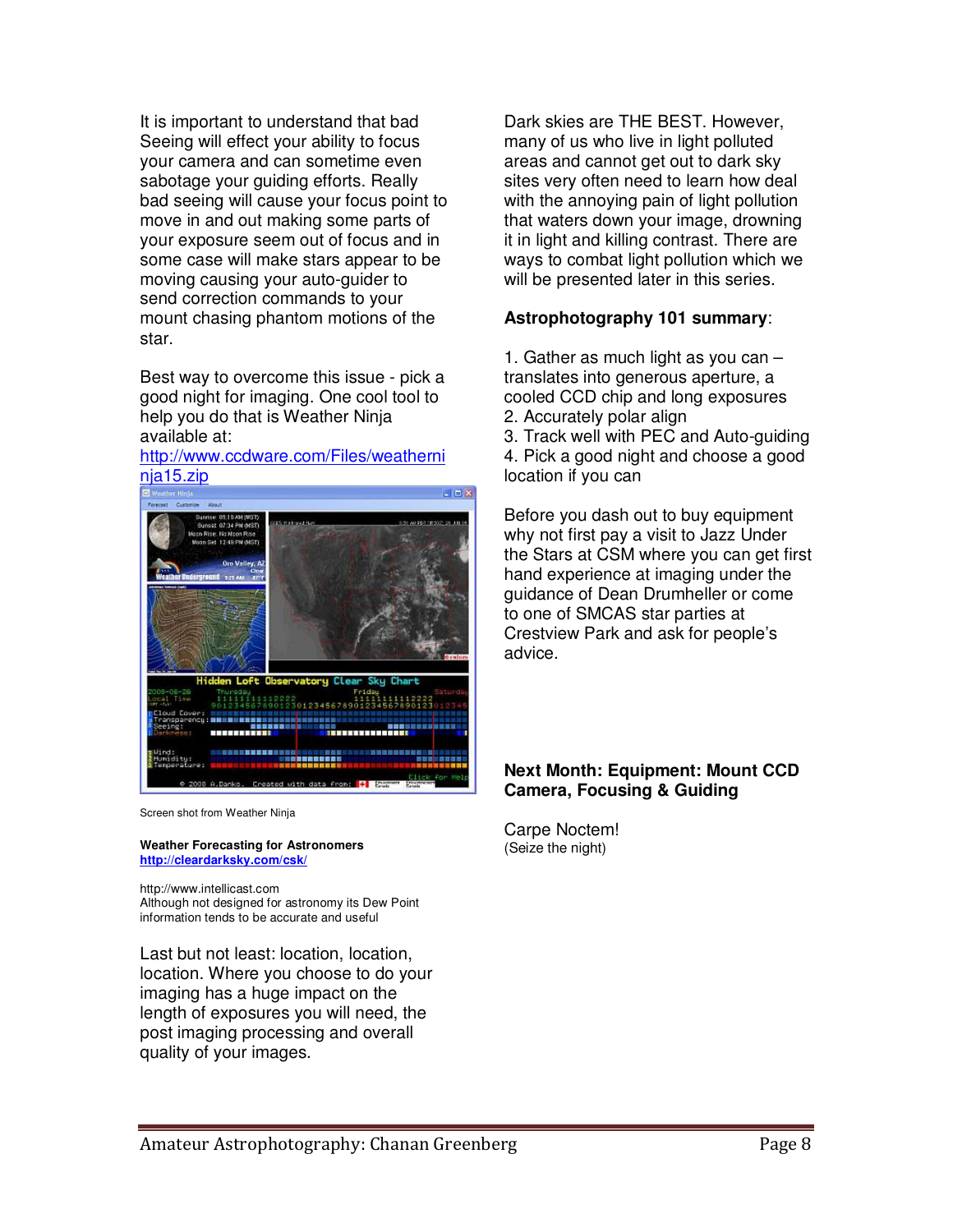It is important to understand that bad Seeing will effect your ability to focus your camera and can sometime even sabotage your guiding efforts. Really bad seeing will cause your focus point to move in and out making some parts of your exposure seem out of focus and in some case will make stars appear to be moving causing your auto-guider to send correction commands to your mount chasing phantom motions of the star.

Best way to overcome this issue - pick a good night for imaging. One cool tool to help you do that is Weather Ninja available at: [http://www.ccdware.com/Files/weatherninja15.zip](http://www.ccdware.com/Files/weatherninja15.zip)

Screen shot from Weather Ninja

**Weather Forecasting for Astronomers**
**[http://cleardarksky.com/csk/](http://cleardarksky.com/csk/)**

http://www.intellicast.com
Although not designed for astronomy its Dew Point information tends to be accurate and useful

Last but not least: location, location, location. Where you choose to do your imaging has a huge impact on the length of exposures you will need, the post imaging processing and overall quality of your images.

Dark skies are THE BEST. However, many of us who live in light polluted areas and cannot get out to dark sky sites very often need to learn how deal with the annoying pain of light pollution that waters down your image, drowning it in light and killing contrast. There are ways to combat light pollution which we will be presented later in this series.

**Astrophotography 101 summary**:

1. Gather as much light as you can – translates into generous aperture, a cooled CCD chip and long exposures
2. Accurately polar align
3. Track well with PEC and Auto-guiding
4. Pick a good night and choose a good location if you can

Before you dash out to buy equipment why not first pay a visit to Jazz Under the Stars at CSM where you can get first hand experience at imaging under the guidance of Dean Drumheller or come to one of SMCAS star parties at Crestview Park and ask for people's advice.

**Next Month: Equipment: Mount CCD Camera, Focusing & Guiding**

Carpe Noctem!
(Seize the night)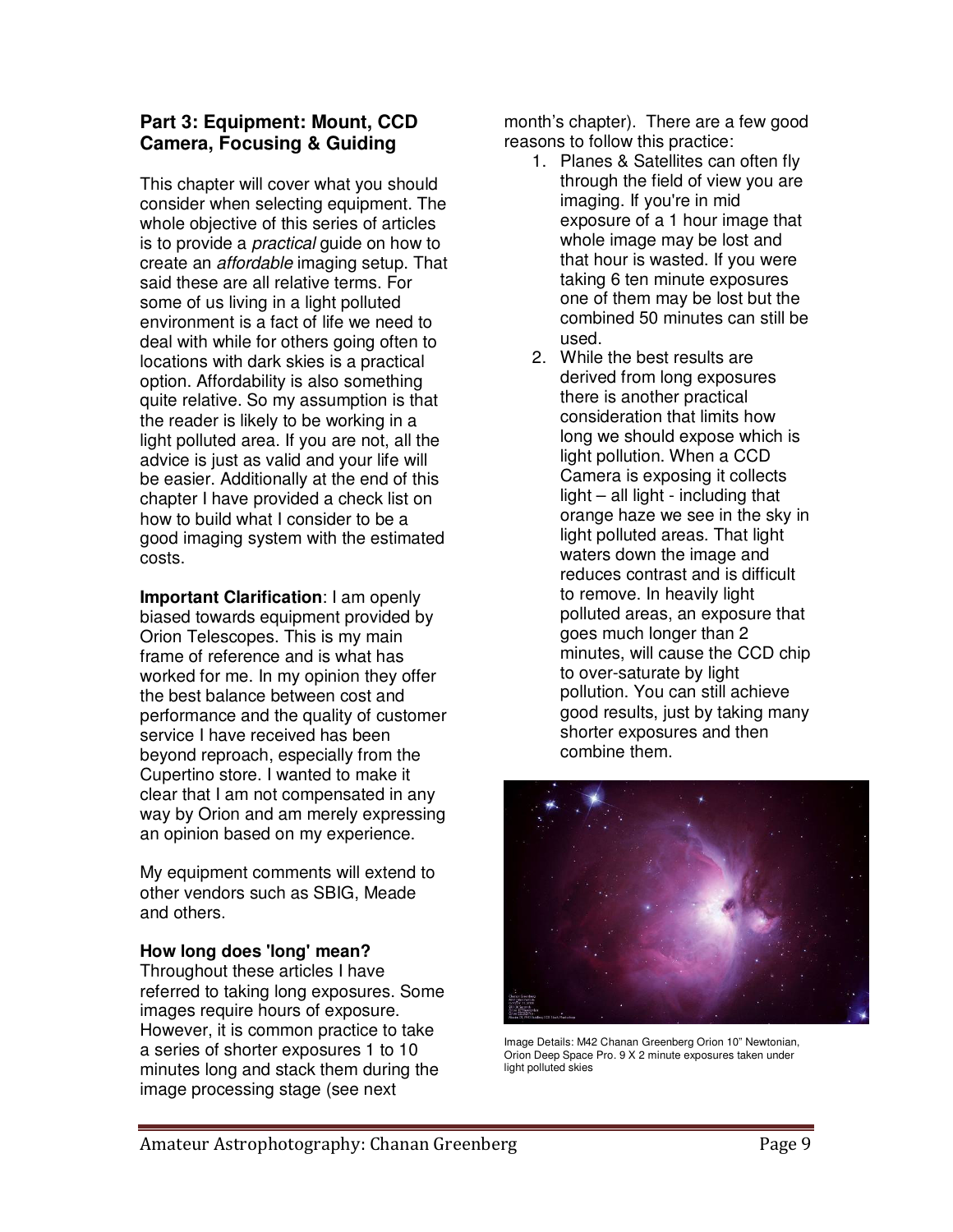## Part 3: Equipment: Mount, CCD Camera, Focusing & Guiding

This chapter will cover what you should consider when selecting equipment. The whole objective of this series of articles is to provide a *practical* guide on how to create an *affordable* imaging setup. That said these are all relative terms. For some of us living in a light polluted environment is a fact of life we need to deal with while for others going often to locations with dark skies is a practical option. Affordability is also something quite relative. So my assumption is that the reader is likely to be working in a light polluted area. If you are not, all the advice is just as valid and your life will be easier. Additionally at the end of this chapter I have provided a check list on how to build what I consider to be a good imaging system with the estimated costs.

**Important Clarification**: I am openly biased towards equipment provided by Orion Telescopes. This is my main frame of reference and is what has worked for me. In my opinion they offer the best balance between cost and performance and the quality of customer service I have received has been beyond reproach, especially from the Cupertino store. I wanted to make it clear that I am not compensated in any way by Orion and am merely expressing an opinion based on my experience.

My equipment comments will extend to other vendors such as SBIG, Meade and others.

**How long does 'long' mean?**

Throughout these articles I have referred to taking long exposures. Some images require hours of exposure. However, it is common practice to take a series of shorter exposures 1 to 10 minutes long and stack them during the image processing stage (see next month's chapter). There are a few good reasons to follow this practice:

1. Planes & Satellites can often fly through the field of view you are imaging. If you're in mid exposure of a 1 hour image that whole image may be lost and that hour is wasted. If you were taking 6 ten minute exposures one of them may be lost but the combined 50 minutes can still be used.
2. While the best results are derived from long exposures there is another practical consideration that limits how long we should expose which is light pollution. When a CCD Camera is exposing it collects light – all light - including that orange haze we see in the sky in light polluted areas. That light waters down the image and reduces contrast and is difficult to remove. In heavily light polluted areas, an exposure that goes much longer than 2 minutes, will cause the CCD chip to over-saturate by light pollution. You can still achieve good results, just by taking many shorter exposures and then combine them.

Image Details: M42 Chanan Greenberg Orion 10" Newtonian, Orion Deep Space Pro. 9 X 2 minute exposures taken under light polluted skies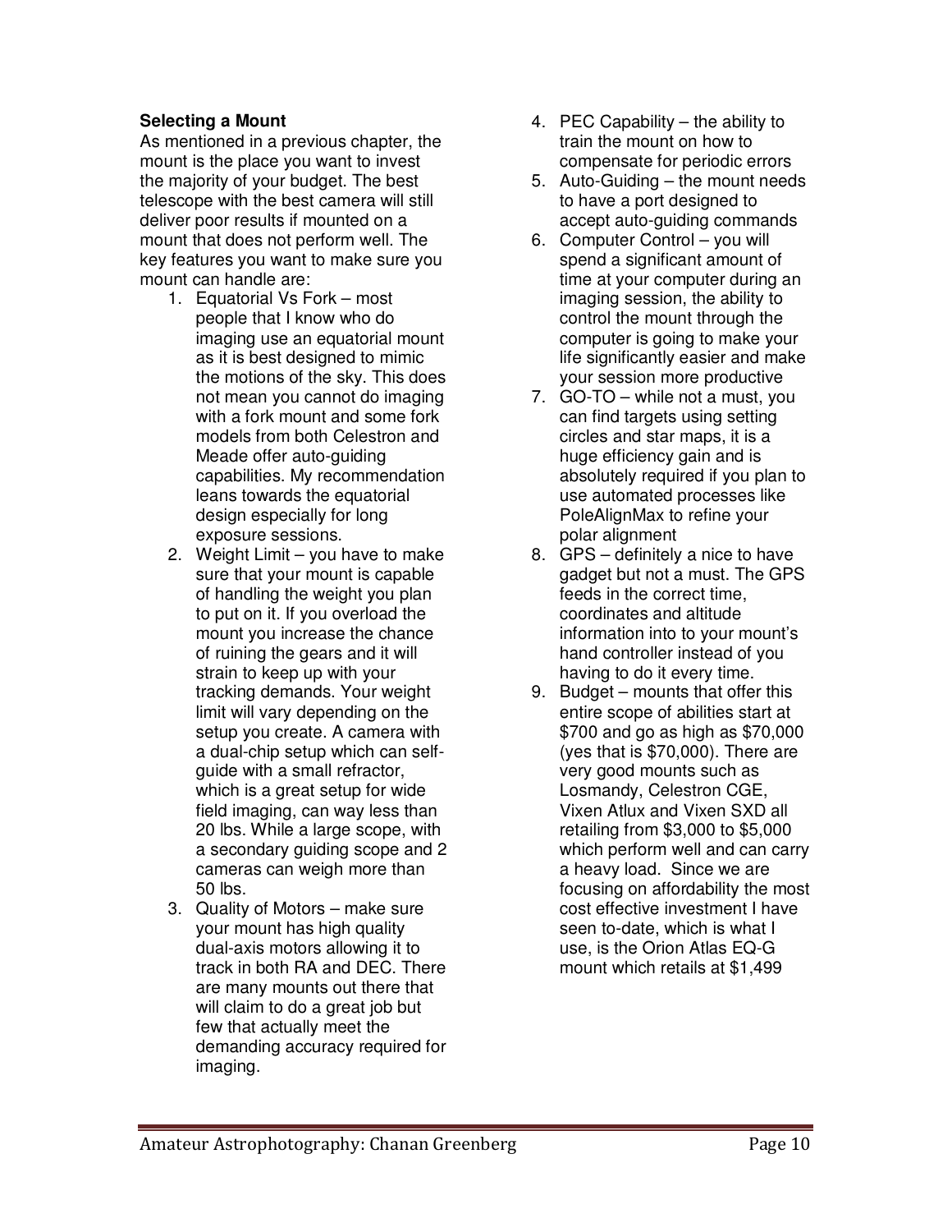**Selecting a Mount**

As mentioned in a previous chapter, the mount is the place you want to invest the majority of your budget. The best telescope with the best camera will still deliver poor results if mounted on a mount that does not perform well. The key features you want to make sure you mount can handle are:

1. Equatorial Vs Fork – most people that I know who do imaging use an equatorial mount as it is best designed to mimic the motions of the sky. This does not mean you cannot do imaging with a fork mount and some fork models from both Celestron and Meade offer auto-guiding capabilities. My recommendation leans towards the equatorial design especially for long exposure sessions.
2. Weight Limit – you have to make sure that your mount is capable of handling the weight you plan to put on it. If you overload the mount you increase the chance of ruining the gears and it will strain to keep up with your tracking demands. Your weight limit will vary depending on the setup you create. A camera with a dual-chip setup which can self-guide with a small refractor, which is a great setup for wide field imaging, can way less than 20 lbs. While a large scope, with a secondary guiding scope and 2 cameras can weigh more than 50 lbs.
3. Quality of Motors – make sure your mount has high quality dual-axis motors allowing it to track in both RA and DEC. There are many mounts out there that will claim to do a great job but few that actually meet the demanding accuracy required for imaging.
4. PEC Capability – the ability to train the mount on how to compensate for periodic errors
5. Auto-Guiding – the mount needs to have a port designed to accept auto-guiding commands
6. Computer Control – you will spend a significant amount of time at your computer during an imaging session, the ability to control the mount through the computer is going to make your life significantly easier and make your session more productive
7. GO-TO – while not a must, you can find targets using setting circles and star maps, it is a huge efficiency gain and is absolutely required if you plan to use automated processes like PoleAlignMax to refine your polar alignment
8. GPS – definitely a nice to have gadget but not a must. The GPS feeds in the correct time, coordinates and altitude information into to your mount's hand controller instead of you having to do it every time.
9. Budget – mounts that offer this entire scope of abilities start at $700 and go as high as $70,000 (yes that is $70,000). There are very good mounts such as Losmandy, Celestron CGE, Vixen Atlux and Vixen SXD all retailing from $3,000 to $5,000 which perform well and can carry a heavy load. Since we are focusing on affordability the most cost effective investment I have seen to-date, which is what I use, is the Orion Atlas EQ-G mount which retails at $1,499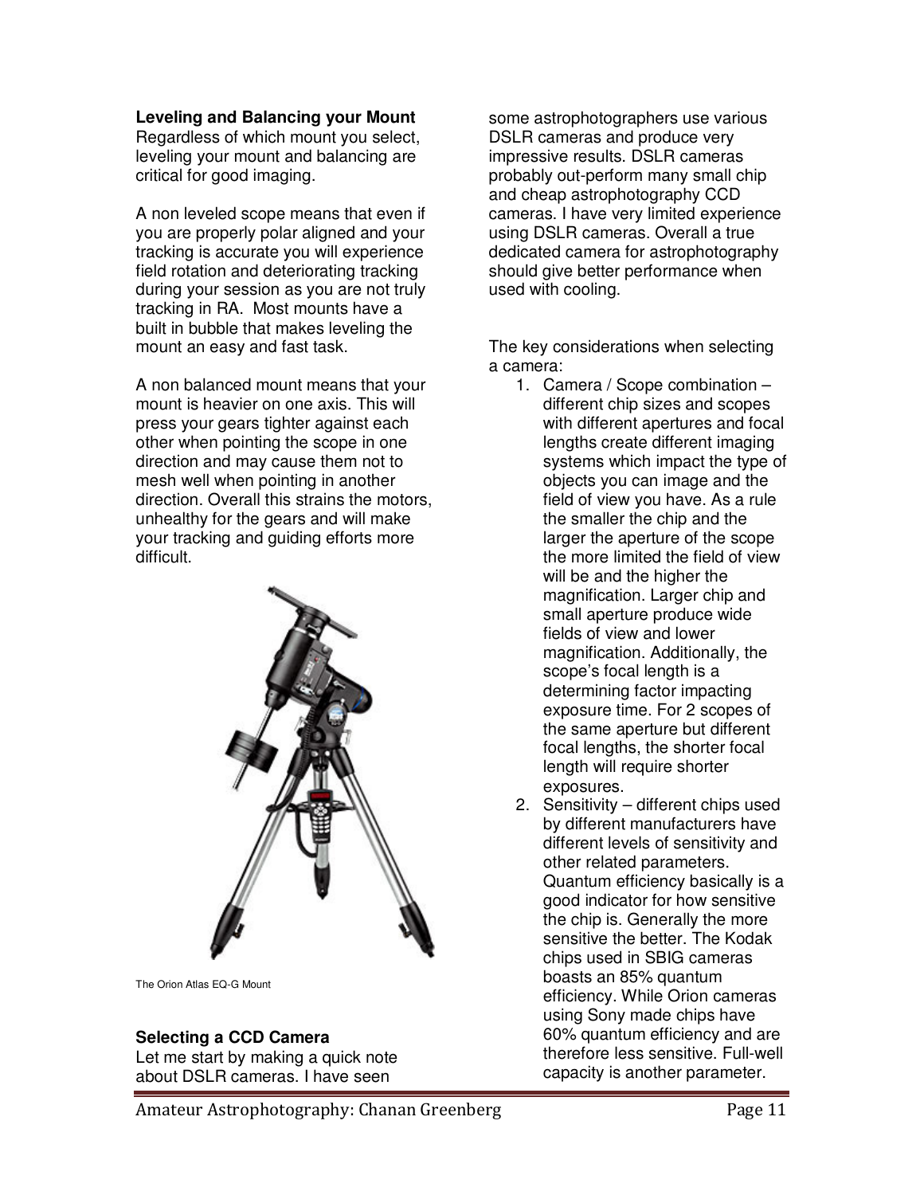**Leveling and Balancing your Mount**
Regardless of which mount you select, leveling your mount and balancing are critical for good imaging.

A non leveled scope means that even if you are properly polar aligned and your tracking is accurate you will experience field rotation and deteriorating tracking during your session as you are not truly tracking in RA. Most mounts have a built in bubble that makes leveling the mount an easy and fast task.

A non balanced mount means that your mount is heavier on one axis. This will press your gears tighter against each other when pointing the scope in one direction and may cause them not to mesh well when pointing in another direction. Overall this strains the motors, unhealthy for the gears and will make your tracking and guiding efforts more difficult.

The Orion Atlas EQ-G Mount

**Selecting a CCD Camera**
Let me start by making a quick note about DSLR cameras. I have seen some astrophotographers use various DSLR cameras and produce very impressive results. DSLR cameras probably out-perform many small chip and cheap astrophotography CCD cameras. I have very limited experience using DSLR cameras. Overall a true dedicated camera for astrophotography should give better performance when used with cooling.

The key considerations when selecting a camera:

1. Camera / Scope combination – different chip sizes and scopes with different apertures and focal lengths create different imaging systems which impact the type of objects you can image and the field of view you have. As a rule the smaller the chip and the larger the aperture of the scope the more limited the field of view will be and the higher the magnification. Larger chip and small aperture produce wide fields of view and lower magnification. Additionally, the scope's focal length is a determining factor impacting exposure time. For 2 scopes of the same aperture but different focal lengths, the shorter focal length will require shorter exposures.
2. Sensitivity – different chips used by different manufacturers have different levels of sensitivity and other related parameters. Quantum efficiency basically is a good indicator for how sensitive the chip is. Generally the more sensitive the better. The Kodak chips used in SBIG cameras boasts an 85% quantum efficiency. While Orion cameras using Sony made chips have 60% quantum efficiency and are therefore less sensitive. Full-well capacity is another parameter.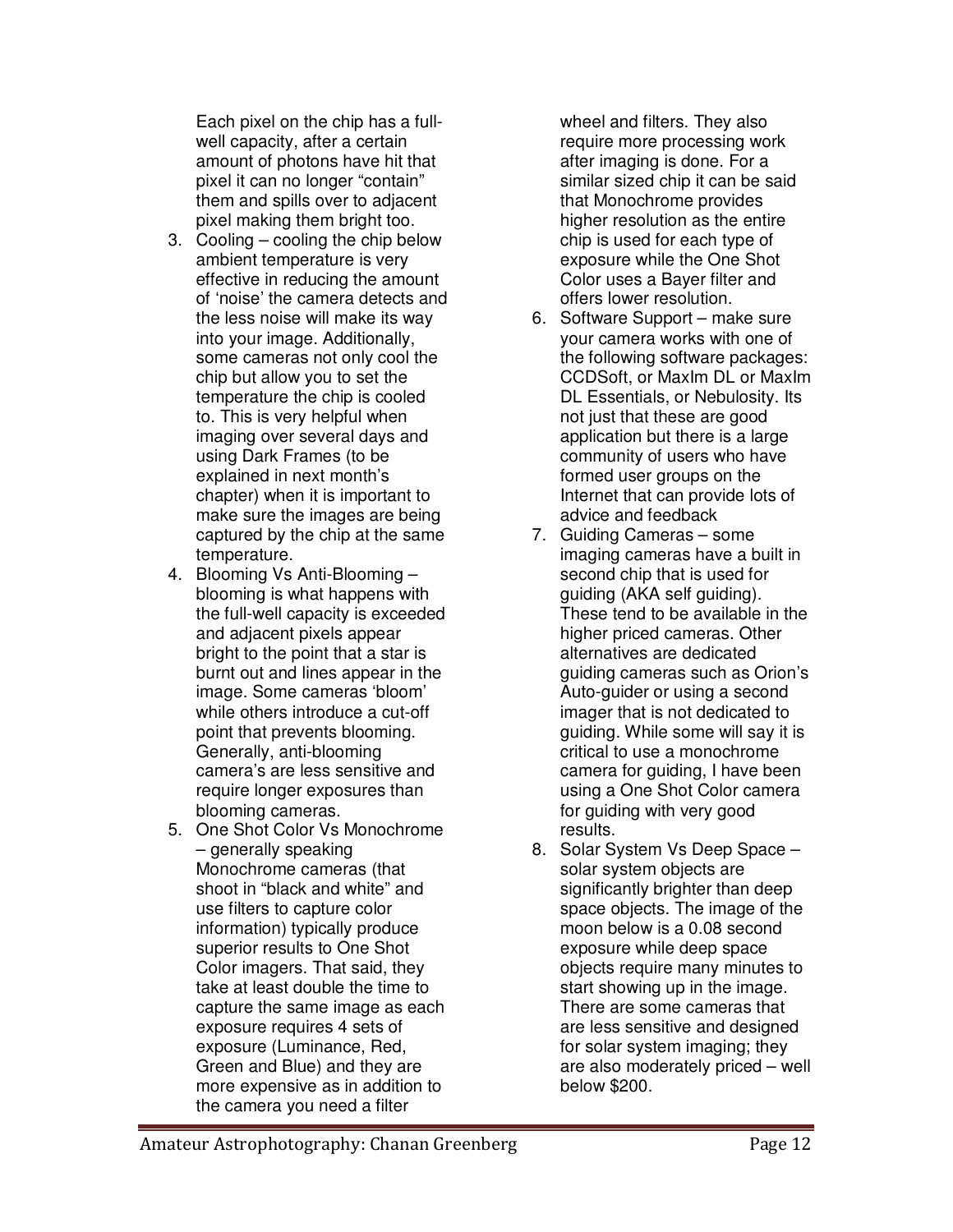Each pixel on the chip has a full-well capacity, after a certain amount of photons have hit that pixel it can no longer "contain" them and spills over to adjacent pixel making them bright too.

3. Cooling – cooling the chip below ambient temperature is very effective in reducing the amount of 'noise' the camera detects and the less noise will make its way into your image. Additionally, some cameras not only cool the chip but allow you to set the temperature the chip is cooled to. This is very helpful when imaging over several days and using Dark Frames (to be explained in next month's chapter) when it is important to make sure the images are being captured by the chip at the same temperature.
4. Blooming Vs Anti-Blooming – blooming is what happens with the full-well capacity is exceeded and adjacent pixels appear bright to the point that a star is burnt out and lines appear in the image. Some cameras 'bloom' while others introduce a cut-off point that prevents blooming. Generally, anti-blooming camera's are less sensitive and require longer exposures than blooming cameras.
5. One Shot Color Vs Monochrome – generally speaking Monochrome cameras (that shoot in "black and white" and use filters to capture color information) typically produce superior results to One Shot Color imagers. That said, they take at least double the time to capture the same image as each exposure requires 4 sets of exposure (Luminance, Red, Green and Blue) and they are more expensive as in addition to the camera you need a filter wheel and filters. They also require more processing work after imaging is done. For a similar sized chip it can be said that Monochrome provides higher resolution as the entire chip is used for each type of exposure while the One Shot Color uses a Bayer filter and offers lower resolution.
6. Software Support – make sure your camera works with one of the following software packages: CCDSoft, or MaxIm DL or MaxIm DL Essentials, or Nebulosity. Its not just that these are good application but there is a large community of users who have formed user groups on the Internet that can provide lots of advice and feedback
7. Guiding Cameras – some imaging cameras have a built in second chip that is used for guiding (AKA self guiding). These tend to be available in the higher priced cameras. Other alternatives are dedicated guiding cameras such as Orion's Auto-guider or using a second imager that is not dedicated to guiding. While some will say it is critical to use a monochrome camera for guiding, I have been using a One Shot Color camera for guiding with very good results.
8. Solar System Vs Deep Space – solar system objects are significantly brighter than deep space objects. The image of the moon below is a 0.08 second exposure while deep space objects require many minutes to start showing up in the image. There are some cameras that are less sensitive and designed for solar system imaging; they are also moderately priced – well below $200.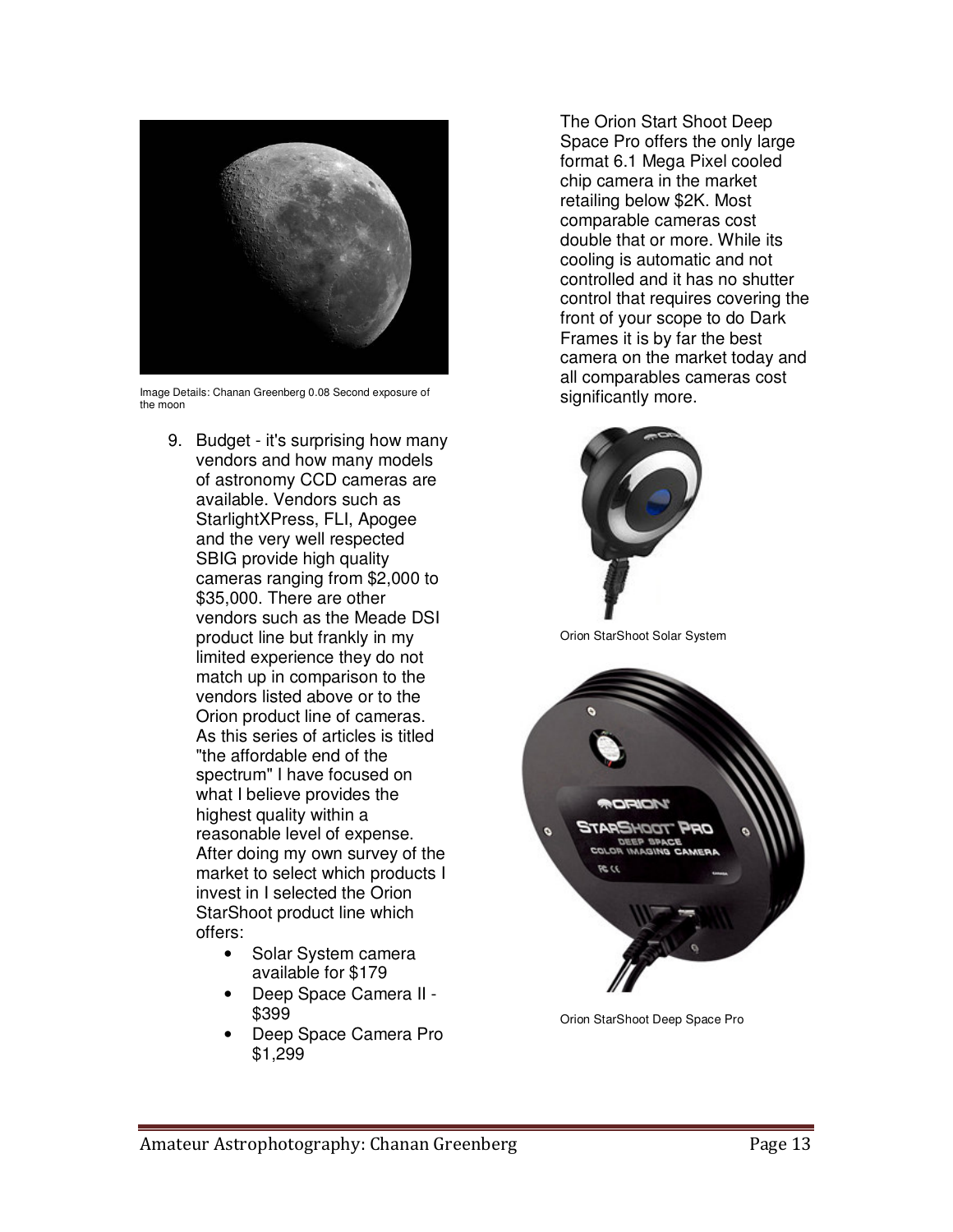Image Details: Chanan Greenberg 0.08 Second exposure of the moon

9. Budget - it's surprising how many vendors and how many models of astronomy CCD cameras are available. Vendors such as StarlightXPress, FLI, Apogee and the very well respected SBIG provide high quality cameras ranging from $2,000 to $35,000. There are other vendors such as the Meade DSI product line but frankly in my limited experience they do not match up in comparison to the vendors listed above or to the Orion product line of cameras. As this series of articles is titled "the affordable end of the spectrum" I have focused on what I believe provides the highest quality within a reasonable level of expense. After doing my own survey of the market to select which products I invest in I selected the Orion StarShoot product line which offers:
    - Solar System camera available for $179
    - Deep Space Camera II - $399
    - Deep Space Camera Pro $1,299

The Orion Start Shoot Deep Space Pro offers the only large format 6.1 Mega Pixel cooled chip camera in the market retailing below $2K. Most comparable cameras cost double that or more. While its cooling is automatic and not controlled and it has no shutter control that requires covering the front of your scope to do Dark Frames it is by far the best camera on the market today and all comparables cameras cost significantly more.

Orion StarShoot Solar System

Orion StarShoot Deep Space Pro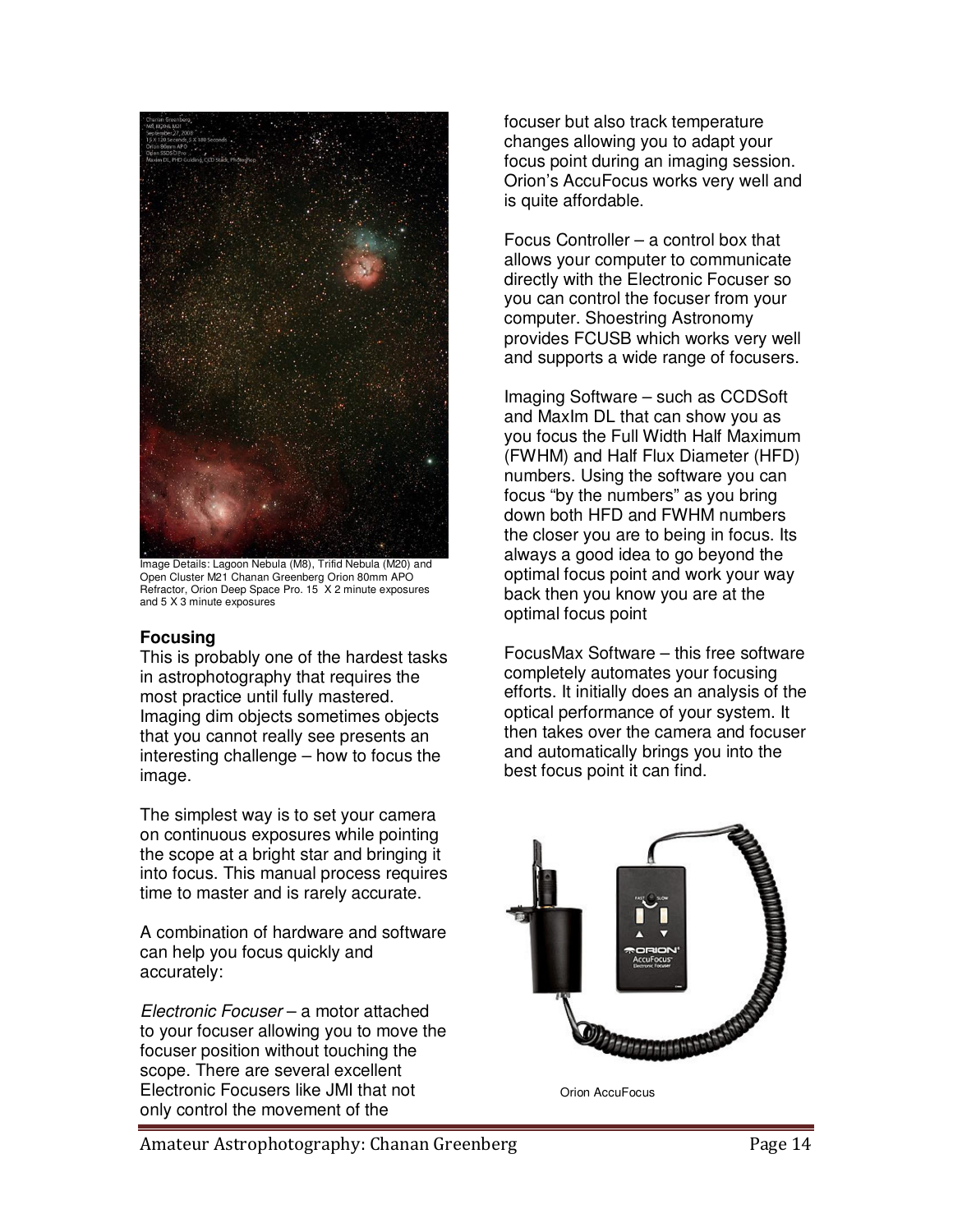Image Details: Lagoon Nebula (M8), Trifid Nebula (M20) and Open Cluster M21 Chanan Greenberg Orion 80mm APO Refractor, Orion Deep Space Pro. 15 X 2 minute exposures and 5 X 3 minute exposures

### Focusing

This is probably one of the hardest tasks in astrophotography that requires the most practice until fully mastered. Imaging dim objects sometimes objects that you cannot really see presents an interesting challenge – how to focus the image.

The simplest way is to set your camera on continuous exposures while pointing the scope at a bright star and bringing it into focus. This manual process requires time to master and is rarely accurate.

A combination of hardware and software can help you focus quickly and accurately:

*Electronic Focuser* – a motor attached to your focuser allowing you to move the focuser position without touching the scope. There are several excellent Electronic Focusers like JMI that not only control the movement of the focuser but also track temperature changes allowing you to adapt your focus point during an imaging session. Orion's AccuFocus works very well and is quite affordable.

Focus Controller – a control box that allows your computer to communicate directly with the Electronic Focuser so you can control the focuser from your computer. Shoestring Astronomy provides FCUSB which works very well and supports a wide range of focusers.

Imaging Software – such as CCDSoft and MaxIm DL that can show you as you focus the Full Width Half Maximum (FWHM) and Half Flux Diameter (HFD) numbers. Using the software you can focus "by the numbers" as you bring down both HFD and FWHM numbers the closer you are to being in focus. Its always a good idea to go beyond the optimal focus point and work your way back then you know you are at the optimal focus point

FocusMax Software – this free software completely automates your focusing efforts. It initially does an analysis of the optical performance of your system. It then takes over the camera and focuser and automatically brings you into the best focus point it can find.

Orion AccuFocus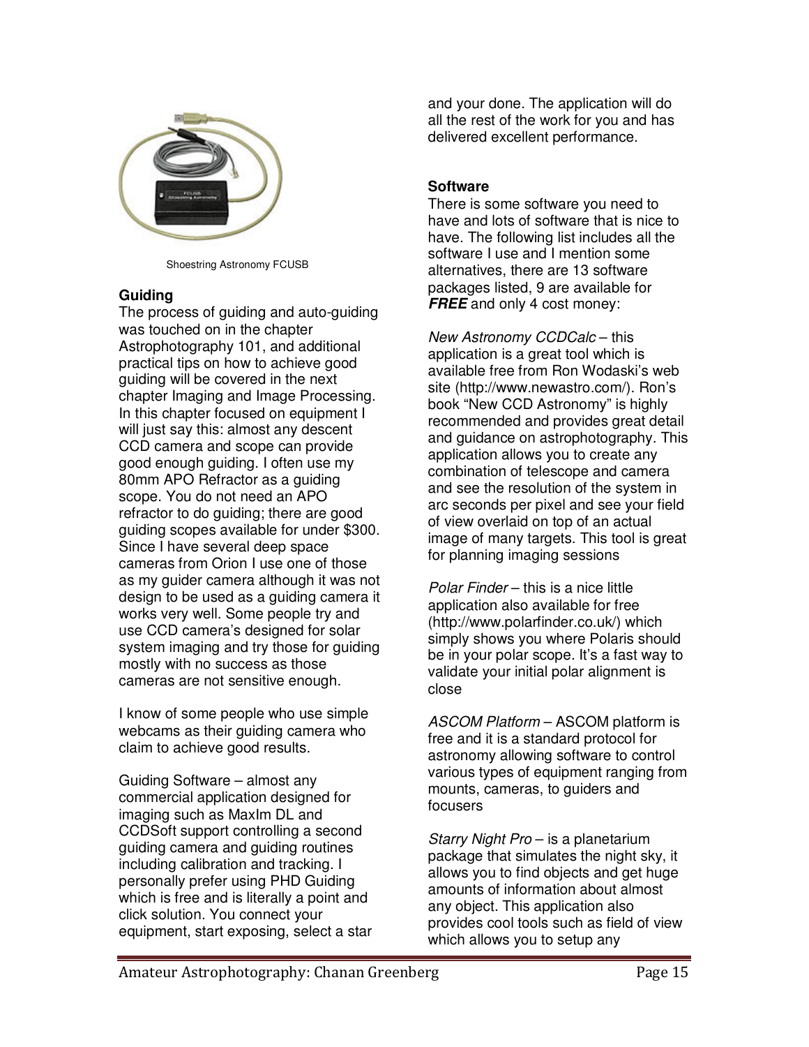Shoestring Astronomy FCUSB

**Guiding**

The process of guiding and auto-guiding was touched on in the chapter Astrophotography 101, and additional practical tips on how to achieve good guiding will be covered in the next chapter Imaging and Image Processing. In this chapter focused on equipment I will just say this: almost any descent CCD camera and scope can provide good enough guiding. I often use my 80mm APO Refractor as a guiding scope. You do not need an APO refractor to do guiding; there are good guiding scopes available for under $300. Since I have several deep space cameras from Orion I use one of those as my guider camera although it was not design to be used as a guiding camera it works very well. Some people try and use CCD camera's designed for solar system imaging and try those for guiding mostly with no success as those cameras are not sensitive enough.

I know of some people who use simple webcams as their guiding camera who claim to achieve good results.

Guiding Software – almost any commercial application designed for imaging such as MaxIm DL and CCDSoft support controlling a second guiding camera and guiding routines including calibration and tracking. I personally prefer using PHD Guiding which is free and is literally a point and click solution. You connect your equipment, start exposing, select a star and your done. The application will do all the rest of the work for you and has delivered excellent performance.

**Software**

There is some software you need to have and lots of software that is nice to have. The following list includes all the software I use and I mention some alternatives, there are 13 software packages listed, 9 are available for ***FREE*** and only 4 cost money:

*New Astronomy CCDCalc* – this application is a great tool which is available free from Ron Wodaski's web site (http://www.newastro.com/). Ron's book "New CCD Astronomy" is highly recommended and provides great detail and guidance on astrophotography. This application allows you to create any combination of telescope and camera and see the resolution of the system in arc seconds per pixel and see your field of view overlaid on top of an actual image of many targets. This tool is great for planning imaging sessions

*Polar Finder* – this is a nice little application also available for free (http://www.polarfinder.co.uk/) which simply shows you where Polaris should be in your polar scope. It's a fast way to validate your initial polar alignment is close

*ASCOM Platform* – ASCOM platform is free and it is a standard protocol for astronomy allowing software to control various types of equipment ranging from mounts, cameras, to guiders and focusers

*Starry Night Pro* – is a planetarium package that simulates the night sky, it allows you to find objects and get huge amounts of information about almost any object. This application also provides cool tools such as field of view which allows you to setup any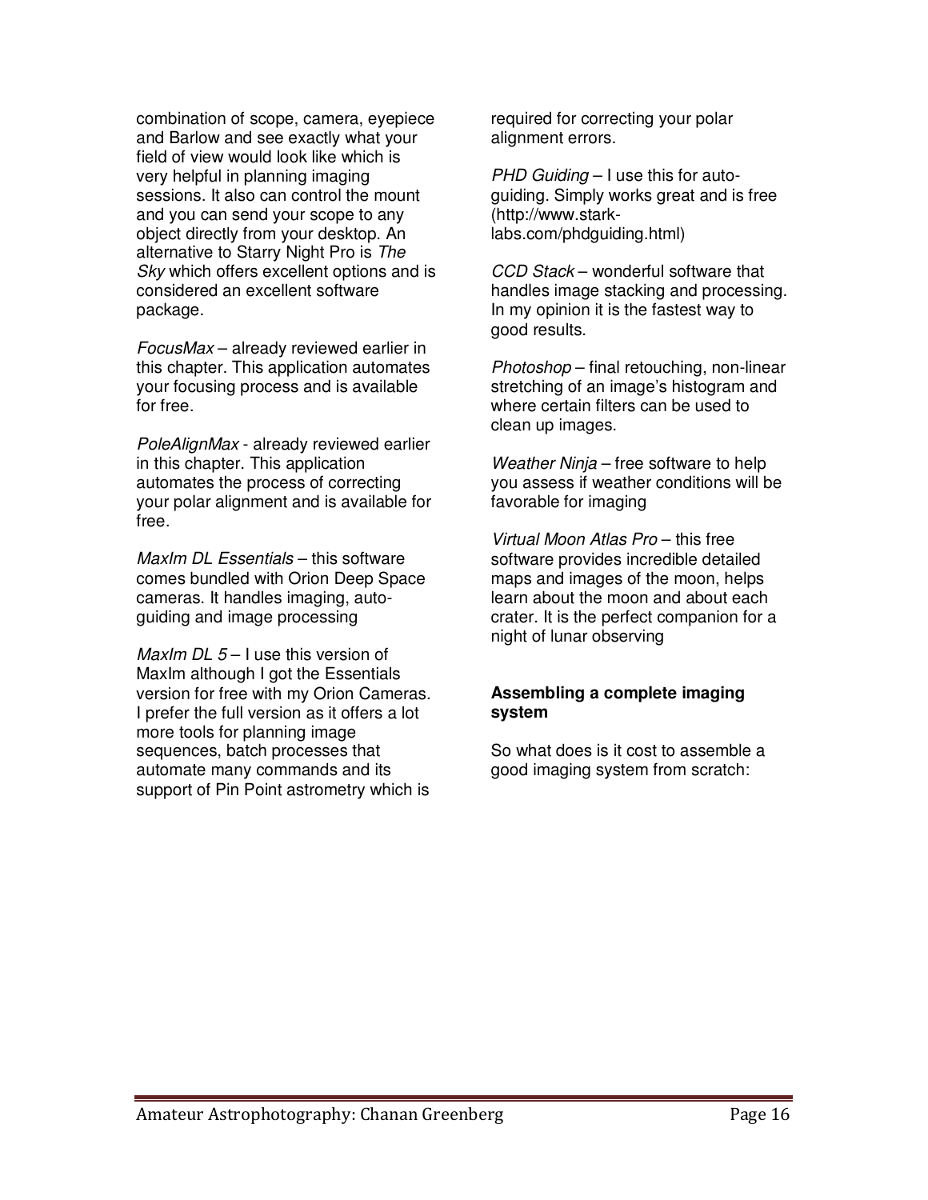combination of scope, camera, eyepiece and Barlow and see exactly what your field of view would look like which is very helpful in planning imaging sessions. It also can control the mount and you can send your scope to any object directly from your desktop. An alternative to Starry Night Pro is *The Sky* which offers excellent options and is considered an excellent software package.

*FocusMax* – already reviewed earlier in this chapter. This application automates your focusing process and is available for free.

*PoleAlignMax* - already reviewed earlier in this chapter. This application automates the process of correcting your polar alignment and is available for free.

*MaxIm DL Essentials* – this software comes bundled with Orion Deep Space cameras. It handles imaging, auto-guiding and image processing

*MaxIm DL 5* – I use this version of MaxIm although I got the Essentials version for free with my Orion Cameras. I prefer the full version as it offers a lot more tools for planning image sequences, batch processes that automate many commands and its support of Pin Point astrometry which is required for correcting your polar alignment errors.

*PHD Guiding* – I use this for auto-guiding. Simply works great and is free (http://www.stark-labs.com/phdguiding.html)

*CCD Stack* – wonderful software that handles image stacking and processing. In my opinion it is the fastest way to good results.

*Photoshop* – final retouching, non-linear stretching of an image's histogram and where certain filters can be used to clean up images.

*Weather Ninja* – free software to help you assess if weather conditions will be favorable for imaging

*Virtual Moon Atlas Pro* – this free software provides incredible detailed maps and images of the moon, helps learn about the moon and about each crater. It is the perfect companion for a night of lunar observing

**Assembling a complete imaging system**

So what does is it cost to assemble a good imaging system from scratch: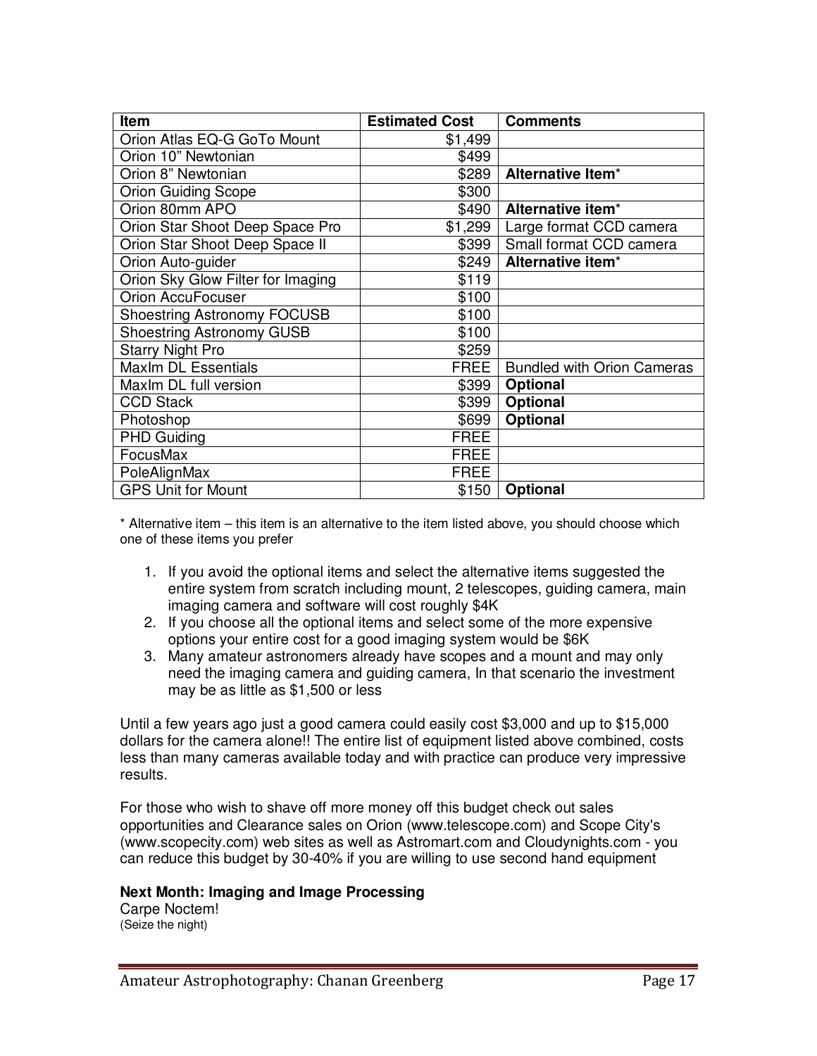| Item | Estimated Cost | Comments |
|---|---|---|
| Orion Atlas EQ-G GoTo Mount | $1,499 | |
| Orion 10” Newtonian | $499 | |
| Orion 8” Newtonian | $289 | **Alternative Item*** |
| Orion Guiding Scope | $300 | |
| Orion 80mm APO | $490 | **Alternative item*** |
| Orion Star Shoot Deep Space Pro | $1,299 | Large format CCD camera |
| Orion Star Shoot Deep Space II | $399 | Small format CCD camera |
| Orion Auto-guider | $249 | **Alternative item*** |
| Orion Sky Glow Filter for Imaging | $119 | |
| Orion AccuFocuser | $100 | |
| Shoestring Astronomy FOCUSB | $100 | |
| Shoestring Astronomy GUSB | $100 | |
| Starry Night Pro | $259 | |
| MaxIm DL Essentials | FREE | Bundled with Orion Cameras |
| MaxIm DL full version | $399 | **Optional** |
| CCD Stack | $399 | **Optional** |
| Photoshop | $699 | **Optional** |
| PHD Guiding | FREE | |
| FocusMax | FREE | |
| PoleAlignMax | FREE | |
| GPS Unit for Mount | $150 | **Optional** |

* Alternative item – this item is an alternative to the item listed above, you should choose which one of these items you prefer

1. If you avoid the optional items and select the alternative items suggested the entire system from scratch including mount, 2 telescopes, guiding camera, main imaging camera and software will cost roughly $4K
2. If you choose all the optional items and select some of the more expensive options your entire cost for a good imaging system would be $6K
3. Many amateur astronomers already have scopes and a mount and may only need the imaging camera and guiding camera, In that scenario the investment may be as little as $1,500 or less

Until a few years ago just a good camera could easily cost $3,000 and up to $15,000 dollars for the camera alone!! The entire list of equipment listed above combined, costs less than many cameras available today and with practice can produce very impressive results.

For those who wish to shave off more money off this budget check out sales opportunities and Clearance sales on Orion (www.telescope.com) and Scope City's (www.scopecity.com) web sites as well as Astromart.com and Cloudynights.com - you can reduce this budget by 30-40% if you are willing to use second hand equipment

**Next Month: Imaging and Image Processing**

Carpe Noctem!
(Seize the night)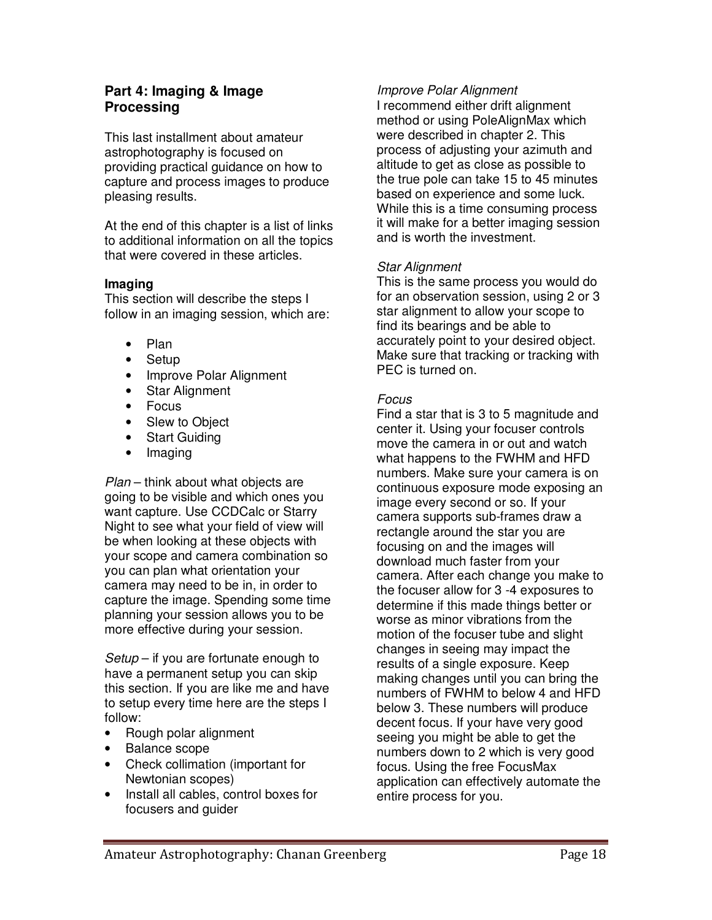## Part 4: Imaging & Image Processing

This last installment about amateur astrophotography is focused on providing practical guidance on how to capture and process images to produce pleasing results.

At the end of this chapter is a list of links to additional information on all the topics that were covered in these articles.

### Imaging

This section will describe the steps I follow in an imaging session, which are:

- Plan
- Setup
- Improve Polar Alignment
- Star Alignment
- Focus
- Slew to Object
- Start Guiding
- Imaging

*Plan* – think about what objects are going to be visible and which ones you want capture. Use CCDCalc or Starry Night to see what your field of view will be when looking at these objects with your scope and camera combination so you can plan what orientation your camera may need to be in, in order to capture the image. Spending some time planning your session allows you to be more effective during your session.

*Setup* – if you are fortunate enough to have a permanent setup you can skip this section. If you are like me and have to setup every time here are the steps I follow:

- Rough polar alignment
- Balance scope
- Check collimation (important for Newtonian scopes)
- Install all cables, control boxes for focusers and guider

*Improve Polar Alignment*

I recommend either drift alignment method or using PoleAlignMax which were described in chapter 2. This process of adjusting your azimuth and altitude to get as close as possible to the true pole can take 15 to 45 minutes based on experience and some luck. While this is a time consuming process it will make for a better imaging session and is worth the investment.

*Star Alignment*

This is the same process you would do for an observation session, using 2 or 3 star alignment to allow your scope to find its bearings and be able to accurately point to your desired object. Make sure that tracking or tracking with PEC is turned on.

*Focus*

Find a star that is 3 to 5 magnitude and center it. Using your focuser controls move the camera in or out and watch what happens to the FWHM and HFD numbers. Make sure your camera is on continuous exposure mode exposing an image every second or so. If your camera supports sub-frames draw a rectangle around the star you are focusing on and the images will download much faster from your camera. After each change you make to the focuser allow for 3 -4 exposures to determine if this made things better or worse as minor vibrations from the motion of the focuser tube and slight changes in seeing may impact the results of a single exposure. Keep making changes until you can bring the numbers of FWHM to below 4 and HFD below 3. These numbers will produce decent focus. If your have very good seeing you might be able to get the numbers down to 2 which is very good focus. Using the free FocusMax application can effectively automate the entire process for you.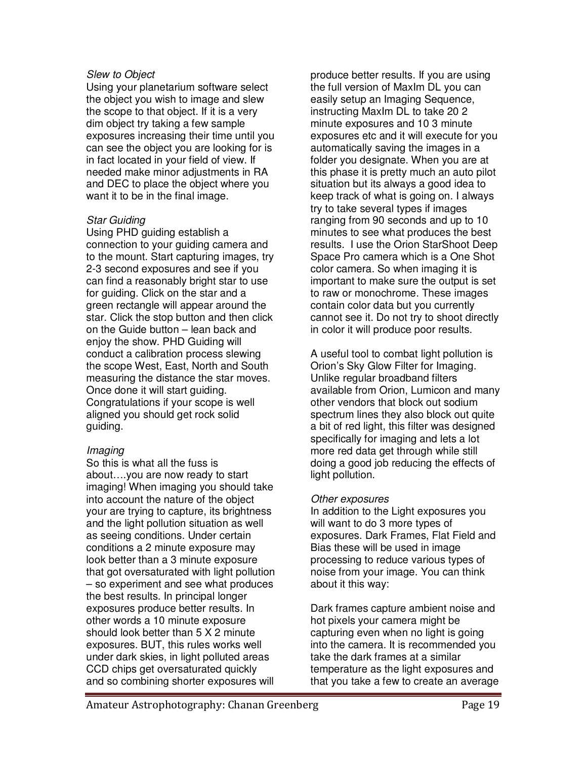*Slew to Object*
Using your planetarium software select the object you wish to image and slew the scope to that object. If it is a very dim object try taking a few sample exposures increasing their time until you can see the object you are looking for is in fact located in your field of view. If needed make minor adjustments in RA and DEC to place the object where you want it to be in the final image.

*Star Guiding*
Using PHD guiding establish a connection to your guiding camera and to the mount. Start capturing images, try 2-3 second exposures and see if you can find a reasonably bright star to use for guiding. Click on the star and a green rectangle will appear around the star. Click the stop button and then click on the Guide button – lean back and enjoy the show. PHD Guiding will conduct a calibration process slewing the scope West, East, North and South measuring the distance the star moves. Once done it will start guiding. Congratulations if your scope is well aligned you should get rock solid guiding.

*Imaging*
So this is what all the fuss is about….you are now ready to start imaging! When imaging you should take into account the nature of the object your are trying to capture, its brightness and the light pollution situation as well as seeing conditions. Under certain conditions a 2 minute exposure may look better than a 3 minute exposure that got oversaturated with light pollution – so experiment and see what produces the best results. In principal longer exposures produce better results. In other words a 10 minute exposure should look better than 5 X 2 minute exposures. BUT, this rules works well under dark skies, in light polluted areas CCD chips get oversaturated quickly and so combining shorter exposures will produce better results. If you are using the full version of MaxIm DL you can easily setup an Imaging Sequence, instructing MaxIm DL to take 20 2 minute exposures and 10 3 minute exposures etc and it will execute for you automatically saving the images in a folder you designate. When you are at this phase it is pretty much an auto pilot situation but its always a good idea to keep track of what is going on. I always try to take several types if images ranging from 90 seconds and up to 10 minutes to see what produces the best results. I use the Orion StarShoot Deep Space Pro camera which is a One Shot color camera. So when imaging it is important to make sure the output is set to raw or monochrome. These images contain color data but you currently cannot see it. Do not try to shoot directly in color it will produce poor results.

A useful tool to combat light pollution is Orion's Sky Glow Filter for Imaging. Unlike regular broadband filters available from Orion, Lumicon and many other vendors that block out sodium spectrum lines they also block out quite a bit of red light, this filter was designed specifically for imaging and lets a lot more red data get through while still doing a good job reducing the effects of light pollution.

*Other exposures*
In addition to the Light exposures you will want to do 3 more types of exposures. Dark Frames, Flat Field and Bias these will be used in image processing to reduce various types of noise from your image. You can think about it this way:

Dark frames capture ambient noise and hot pixels your camera might be capturing even when no light is going into the camera. It is recommended you take the dark frames at a similar temperature as the light exposures and that you take a few to create an average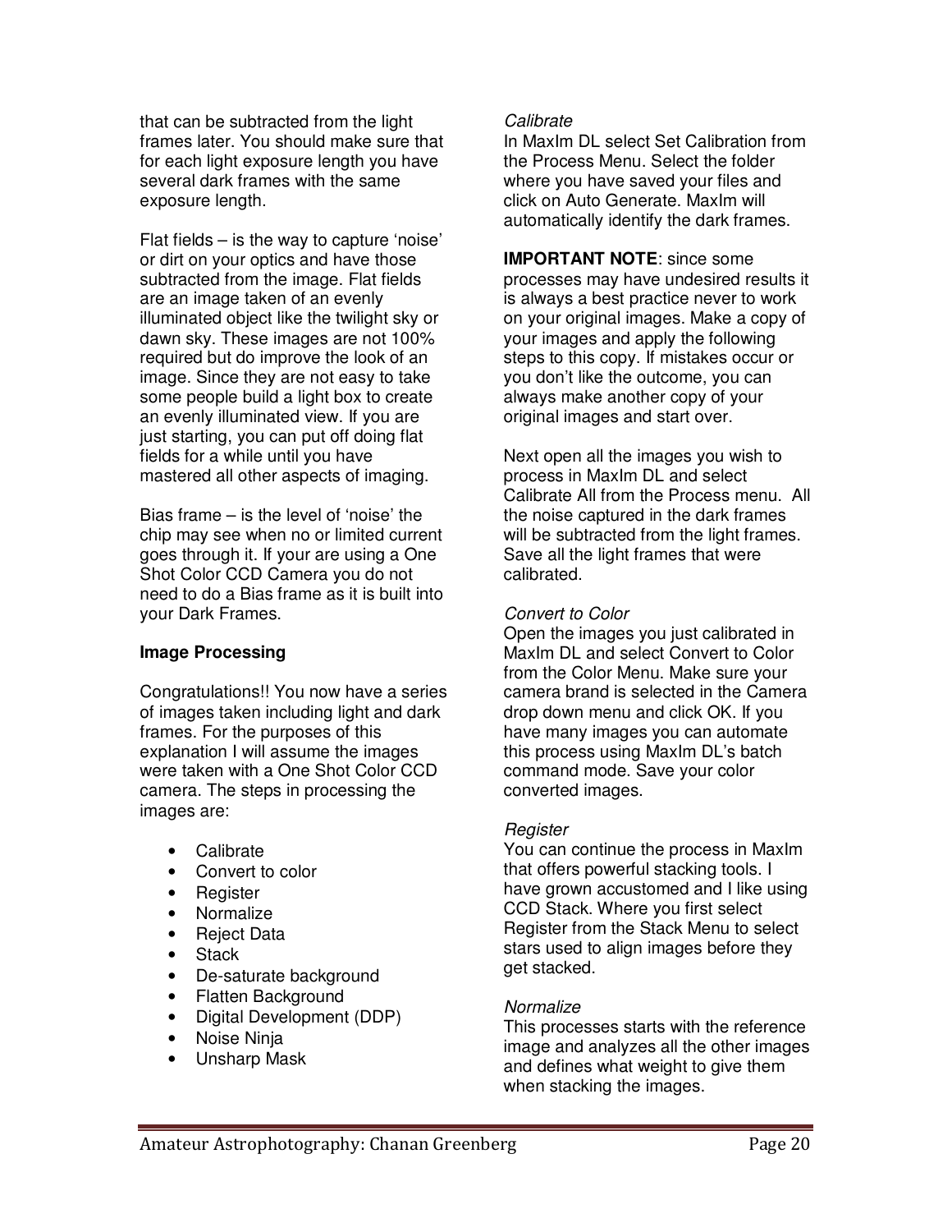that can be subtracted from the light frames later. You should make sure that for each light exposure length you have several dark frames with the same exposure length.

Flat fields – is the way to capture 'noise' or dirt on your optics and have those subtracted from the image. Flat fields are an image taken of an evenly illuminated object like the twilight sky or dawn sky. These images are not 100% required but do improve the look of an image. Since they are not easy to take some people build a light box to create an evenly illuminated view. If you are just starting, you can put off doing flat fields for a while until you have mastered all other aspects of imaging.

Bias frame – is the level of 'noise' the chip may see when no or limited current goes through it. If your are using a One Shot Color CCD Camera you do not need to do a Bias frame as it is built into your Dark Frames.

**Image Processing**

Congratulations!! You now have a series of images taken including light and dark frames. For the purposes of this explanation I will assume the images were taken with a One Shot Color CCD camera. The steps in processing the images are:

- Calibrate
- Convert to color
- Register
- Normalize
- Reject Data
- Stack
- De-saturate background
- Flatten Background
- Digital Development (DDP)
- Noise Ninja
- Unsharp Mask

*Calibrate*

In MaxIm DL select Set Calibration from the Process Menu. Select the folder where you have saved your files and click on Auto Generate. MaxIm will automatically identify the dark frames.

**IMPORTANT NOTE**: since some processes may have undesired results it is always a best practice never to work on your original images. Make a copy of your images and apply the following steps to this copy. If mistakes occur or you don't like the outcome, you can always make another copy of your original images and start over.

Next open all the images you wish to process in MaxIm DL and select Calibrate All from the Process menu. All the noise captured in the dark frames will be subtracted from the light frames. Save all the light frames that were calibrated.

*Convert to Color*

Open the images you just calibrated in MaxIm DL and select Convert to Color from the Color Menu. Make sure your camera brand is selected in the Camera drop down menu and click OK. If you have many images you can automate this process using MaxIm DL's batch command mode. Save your color converted images.

*Register*

You can continue the process in MaxIm that offers powerful stacking tools. I have grown accustomed and I like using CCD Stack. Where you first select Register from the Stack Menu to select stars used to align images before they get stacked.

*Normalize*

This processes starts with the reference image and analyzes all the other images and defines what weight to give them when stacking the images.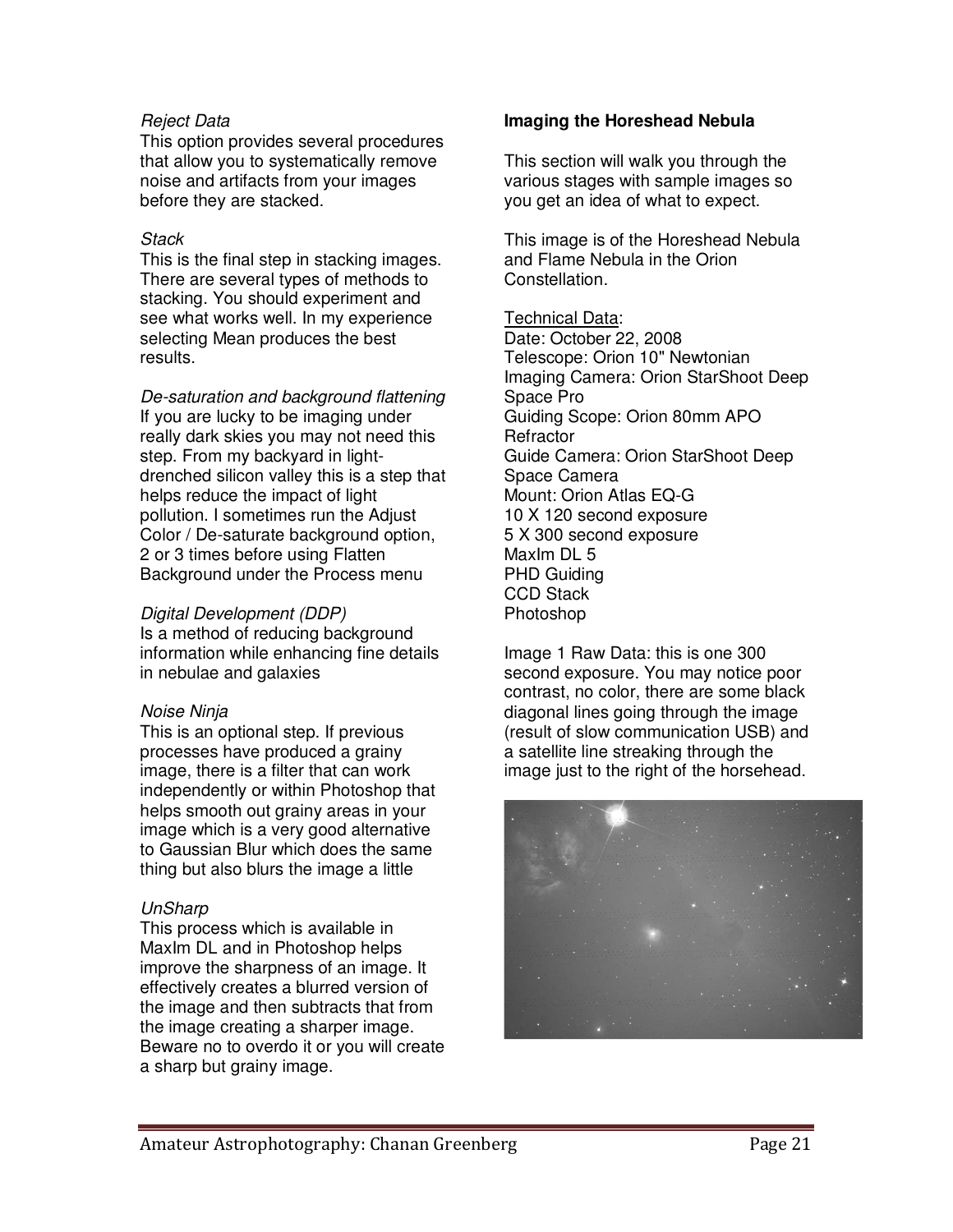*Reject Data*
This option provides several procedures that allow you to systematically remove noise and artifacts from your images before they are stacked.

*Stack*
This is the final step in stacking images. There are several types of methods to stacking. You should experiment and see what works well. In my experience selecting Mean produces the best results.

*De-saturation and background flattening*
If you are lucky to be imaging under really dark skies you may not need this step. From my backyard in light-drenched silicon valley this is a step that helps reduce the impact of light pollution. I sometimes run the Adjust Color / De-saturate background option, 2 or 3 times before using Flatten Background under the Process menu

*Digital Development (DDP)*
Is a method of reducing background information while enhancing fine details in nebulae and galaxies

*Noise Ninja*
This is an optional step. If previous processes have produced a grainy image, there is a filter that can work independently or within Photoshop that helps smooth out grainy areas in your image which is a very good alternative to Gaussian Blur which does the same thing but also blurs the image a little

*UnSharp*
This process which is available in MaxIm DL and in Photoshop helps improve the sharpness of an image. It effectively creates a blurred version of the image and then subtracts that from the image creating a sharper image. Beware no to overdo it or you will create a sharp but grainy image.

**Imaging the Horeshead Nebula**

This section will walk you through the various stages with sample images so you get an idea of what to expect.

This image is of the Horeshead Nebula and Flame Nebula in the Orion Constellation.

Technical Data:
Date: October 22, 2008
Telescope: Orion 10" Newtonian
Imaging Camera: Orion StarShoot Deep Space Pro
Guiding Scope: Orion 80mm APO Refractor
Guide Camera: Orion StarShoot Deep Space Camera
Mount: Orion Atlas EQ-G
10 X 120 second exposure
5 X 300 second exposure
MaxIm DL 5
PHD Guiding
CCD Stack
Photoshop

Image 1 Raw Data: this is one 300 second exposure. You may notice poor contrast, no color, there are some black diagonal lines going through the image (result of slow communication USB) and a satellite line streaking through the image just to the right of the horsehead.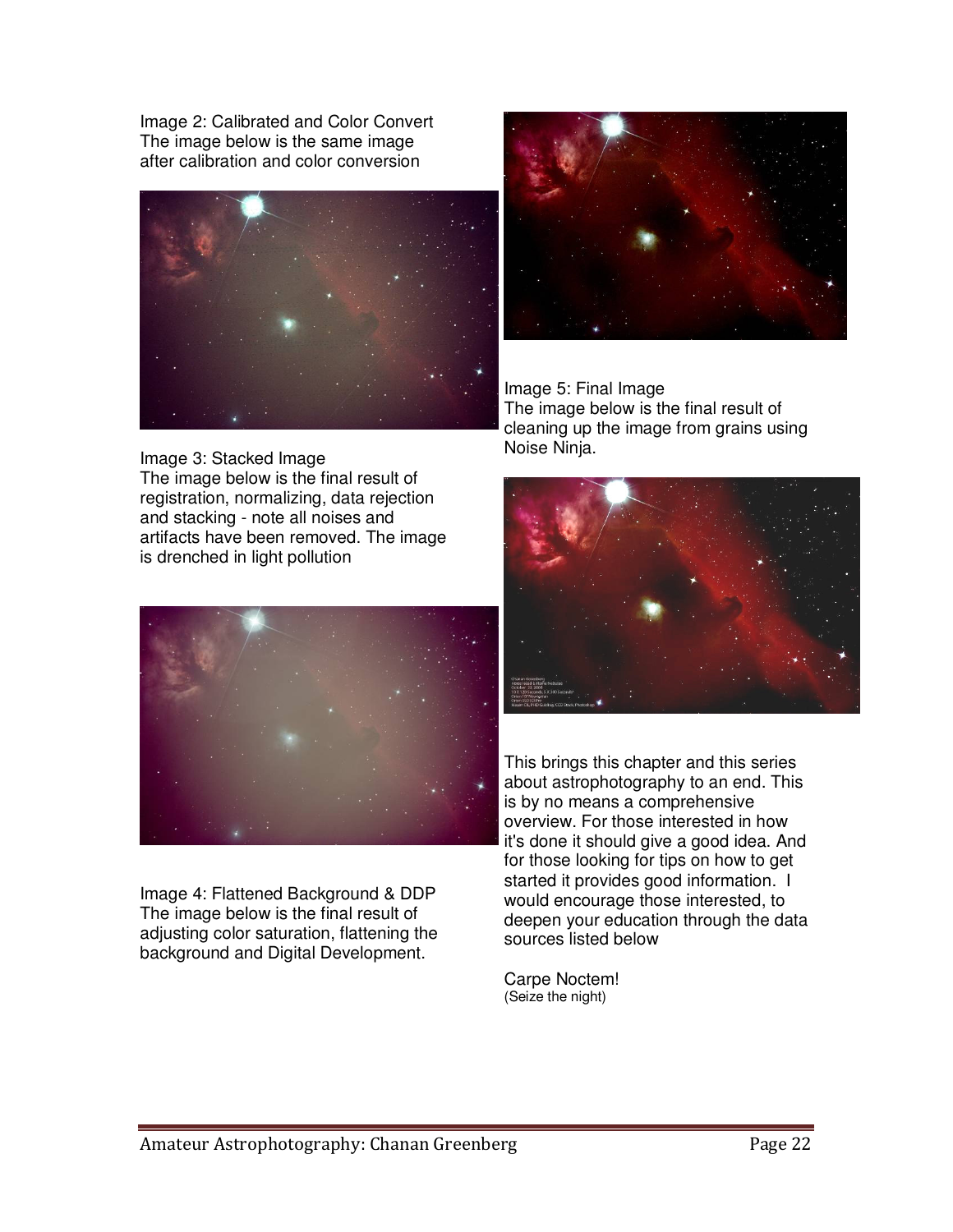Image 2: Calibrated and Color Convert
The image below is the same image after calibration and color conversion

Image 3: Stacked Image
The image below is the final result of registration, normalizing, data rejection and stacking - note all noises and artifacts have been removed. The image is drenched in light pollution

Image 4: Flattened Background & DDP
The image below is the final result of adjusting color saturation, flattening the background and Digital Development.

Image 5: Final Image
The image below is the final result of cleaning up the image from grains using Noise Ninja.

This brings this chapter and this series about astrophotography to an end. This is by no means a comprehensive overview. For those interested in how it's done it should give a good idea. And for those looking for tips on how to get started it provides good information. I would encourage those interested, to deepen your education through the data sources listed below

Carpe Noctem!
(Seize the night)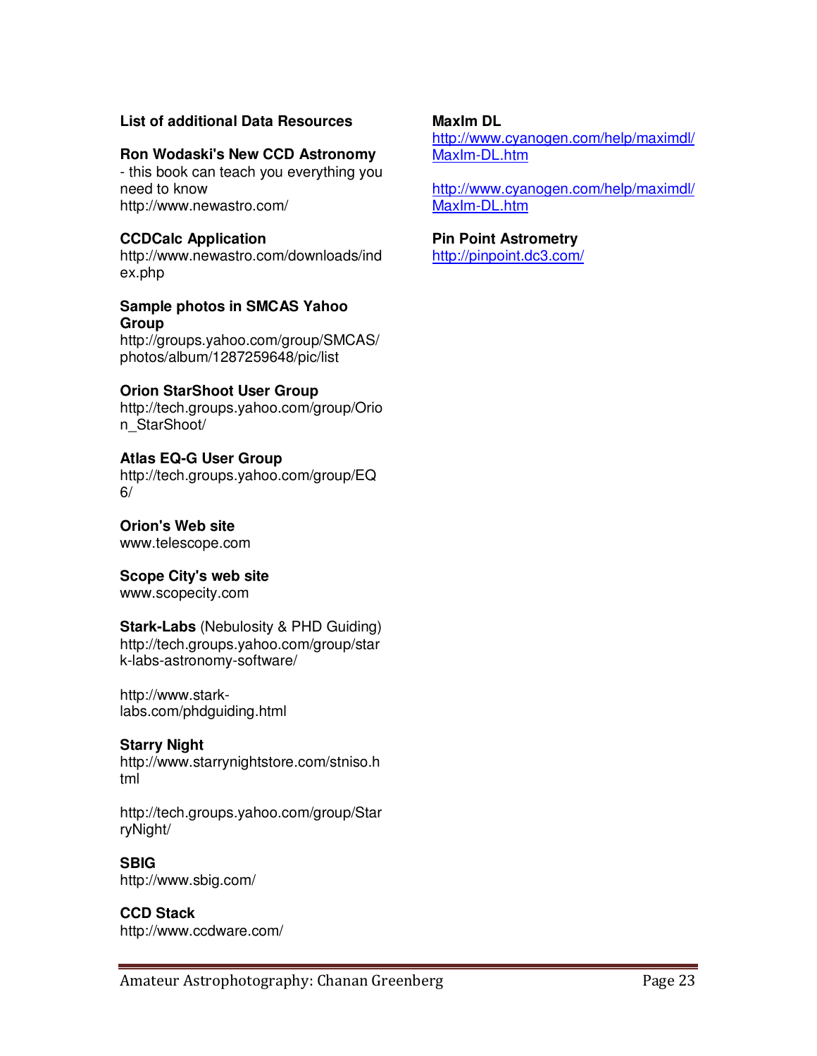**List of additional Data Resources**

**Ron Wodaski's New CCD Astronomy**
- this book can teach you everything you need to know
http://www.newastro.com/

**CCDCalc Application**
http://www.newastro.com/downloads/index.php

**Sample photos in SMCAS Yahoo Group**
http://groups.yahoo.com/group/SMCAS/photos/album/1287259648/pic/list

**Orion StarShoot User Group**
http://tech.groups.yahoo.com/group/Orion_StarShoot/

**Atlas EQ-G User Group**
http://tech.groups.yahoo.com/group/EQ6/

**Orion's Web site**
www.telescope.com

**Scope City's web site**
www.scopecity.com

**Stark-Labs** (Nebulosity & PHD Guiding)
http://tech.groups.yahoo.com/group/stark-labs-astronomy-software/

http://www.stark-labs.com/phdguiding.html

**Starry Night**
http://www.starrynightstore.com/stniso.html

http://tech.groups.yahoo.com/group/StarryNight/

**SBIG**
http://www.sbig.com/

**CCD Stack**
http://www.ccdware.com/

**MaxIm DL**
http://www.cyanogen.com/help/maximdl/MaxIm-DL.htm

http://www.cyanogen.com/help/maximdl/MaxIm-DL.htm

**Pin Point Astrometry**
http://pinpoint.dc3.com/